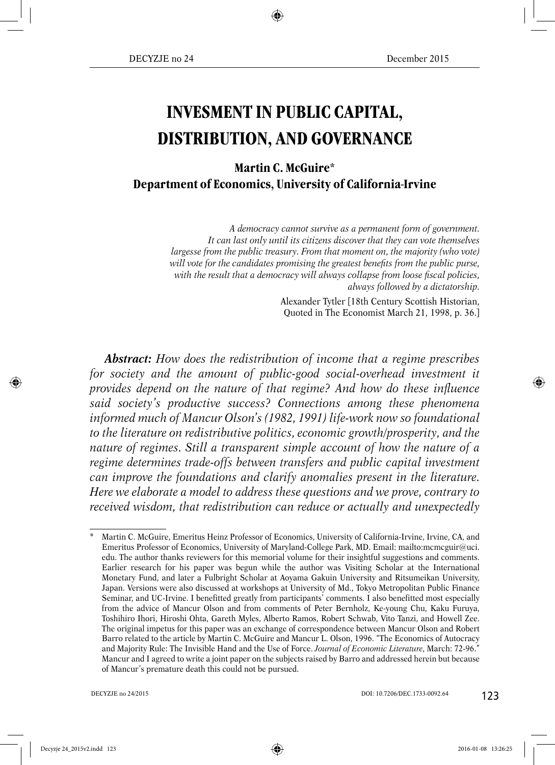# INVESMENT IN PUBLIC CAPITAL, DISTRIBUTION, AND GOVERNANCE

**Martin C. McGuire***
**Department of Economics, University of California-Irvine**

> *A democracy cannot survive as a permanent form of government. It can last only until its citizens discover that they can vote themselves largesse from the public treasury. From that moment on, the majority (who vote) will vote for the candidates promising the greatest benefits from the public purse, with the result that a democracy will always collapse from loose fiscal policies, always followed by a dictatorship.*
>
> Alexander Tytler [18th Century Scottish Historian, Quoted in The Economist March 21, 1998, p. 36.]

***Abstract:*** *How does the redistribution of income that a regime prescribes for society and the amount of public-good social-overhead investment it provides depend on the nature of that regime? And how do these influence said society's productive success? Connections among these phenomena informed much of Mancur Olson's (1982, 1991) life-work now so foundational to the literature on redistributive politics, economic growth/prosperity, and the nature of regimes. Still a transparent simple account of how the nature of a regime determines trade-offs between transfers and public capital investment can improve the foundations and clarify anomalies present in the literature. Here we elaborate a model to address these questions and we prove, contrary to received wisdom, that redistribution can reduce or actually and unexpectedly*

---

\* Martin C. McGuire, Emeritus Heinz Professor of Economics, University of California-Irvine, Irvine, CA, and Emeritus Professor of Economics, University of Maryland-College Park, MD. Email: mailto:mcmcguir@uci.edu. The author thanks reviewers for this memorial volume for their insightful suggestions and comments. Earlier research for his paper was begun while the author was Visiting Scholar at the International Monetary Fund, and later a Fulbright Scholar at Aoyama Gakuin University and Ritsumeikan University, Japan. Versions were also discussed at workshops at University of Md., Tokyo Metropolitan Public Finance Seminar, and UC-Irvine. I benefitted greatly from participants' comments. I also benefitted most especially from the advice of Mancur Olson and from comments of Peter Bernholz, Ke-young Chu, Kaku Furuya, Toshihiro Ihori, Hiroshi Ohta, Gareth Myles, Alberto Ramos, Robert Schwab, Vito Tanzi, and Howell Zee. The original impetus for this paper was an exchange of correspondence between Mancur Olson and Robert Barro related to the article by Martin C. McGuire and Mancur L. Olson, 1996. "The Economics of Autocracy and Majority Rule: The Invisible Hand and the Use of Force. *Journal of Economic Literature*, March: 72-96." Mancur and I agreed to write a joint paper on the subjects raised by Barro and addressed herein but because of Mancur's premature death this could not be pursued.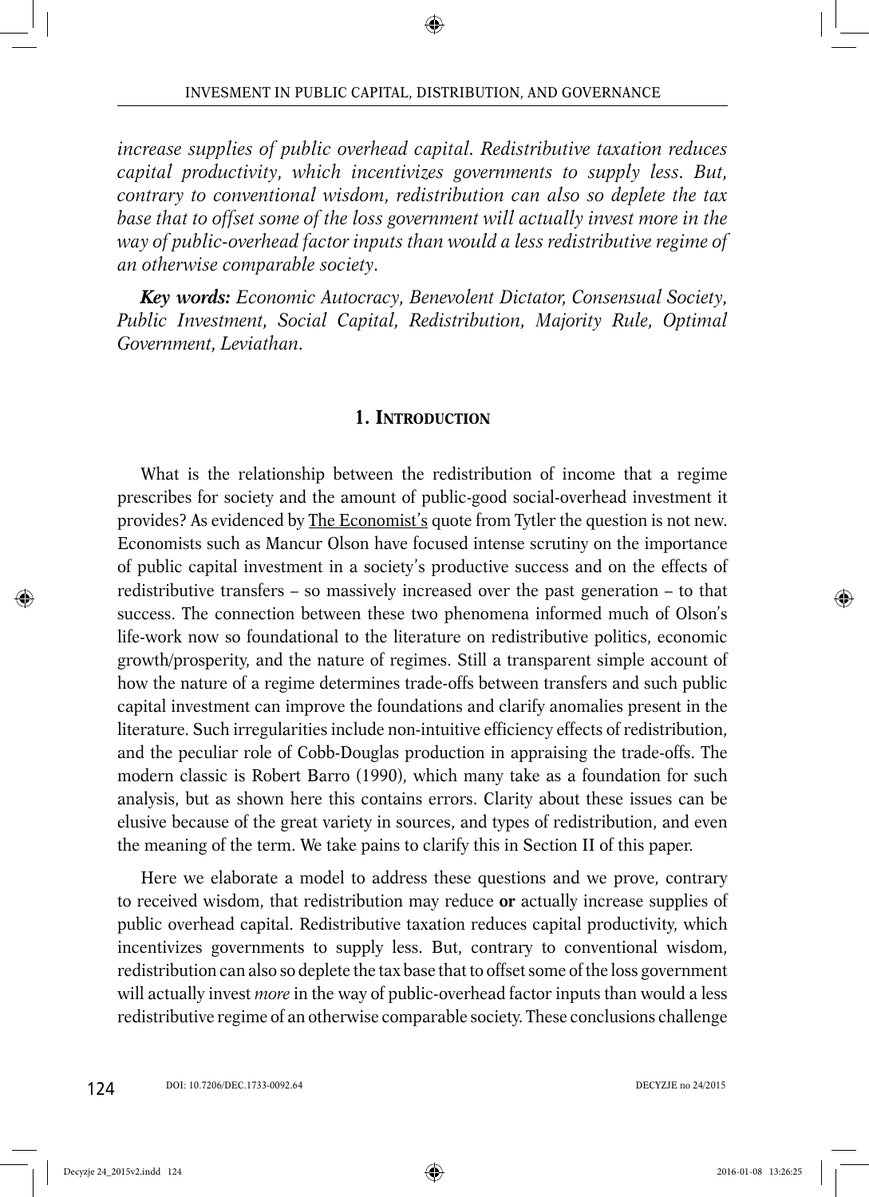*increase supplies of public overhead capital. Redistributive taxation reduces capital productivity, which incentivizes governments to supply less. But, contrary to conventional wisdom, redistribution can also so deplete the tax base that to offset some of the loss government will actually invest more in the way of public-overhead factor inputs than would a less redistributive regime of an otherwise comparable society.*

***Key words:*** *Economic Autocracy, Benevolent Dictator, Consensual Society, Public Investment, Social Capital, Redistribution, Majority Rule, Optimal Government, Leviathan.*

## 1. Introduction

What is the relationship between the redistribution of income that a regime prescribes for society and the amount of public-good social-overhead investment it provides? As evidenced by The Economist's quote from Tytler the question is not new. Economists such as Mancur Olson have focused intense scrutiny on the importance of public capital investment in a society's productive success and on the effects of redistributive transfers – so massively increased over the past generation – to that success. The connection between these two phenomena informed much of Olson's life-work now so foundational to the literature on redistributive politics, economic growth/prosperity, and the nature of regimes. Still a transparent simple account of how the nature of a regime determines trade-offs between transfers and such public capital investment can improve the foundations and clarify anomalies present in the literature. Such irregularities include non-intuitive efficiency effects of redistribution, and the peculiar role of Cobb-Douglas production in appraising the trade-offs. The modern classic is Robert Barro (1990), which many take as a foundation for such analysis, but as shown here this contains errors. Clarity about these issues can be elusive because of the great variety in sources, and types of redistribution, and even the meaning of the term. We take pains to clarify this in Section II of this paper.

Here we elaborate a model to address these questions and we prove, contrary to received wisdom, that redistribution may reduce **or** actually increase supplies of public overhead capital. Redistributive taxation reduces capital productivity, which incentivizes governments to supply less. But, contrary to conventional wisdom, redistribution can also so deplete the tax base that to offset some of the loss government will actually invest *more* in the way of public-overhead factor inputs than would a less redistributive regime of an otherwise comparable society. These conclusions challenge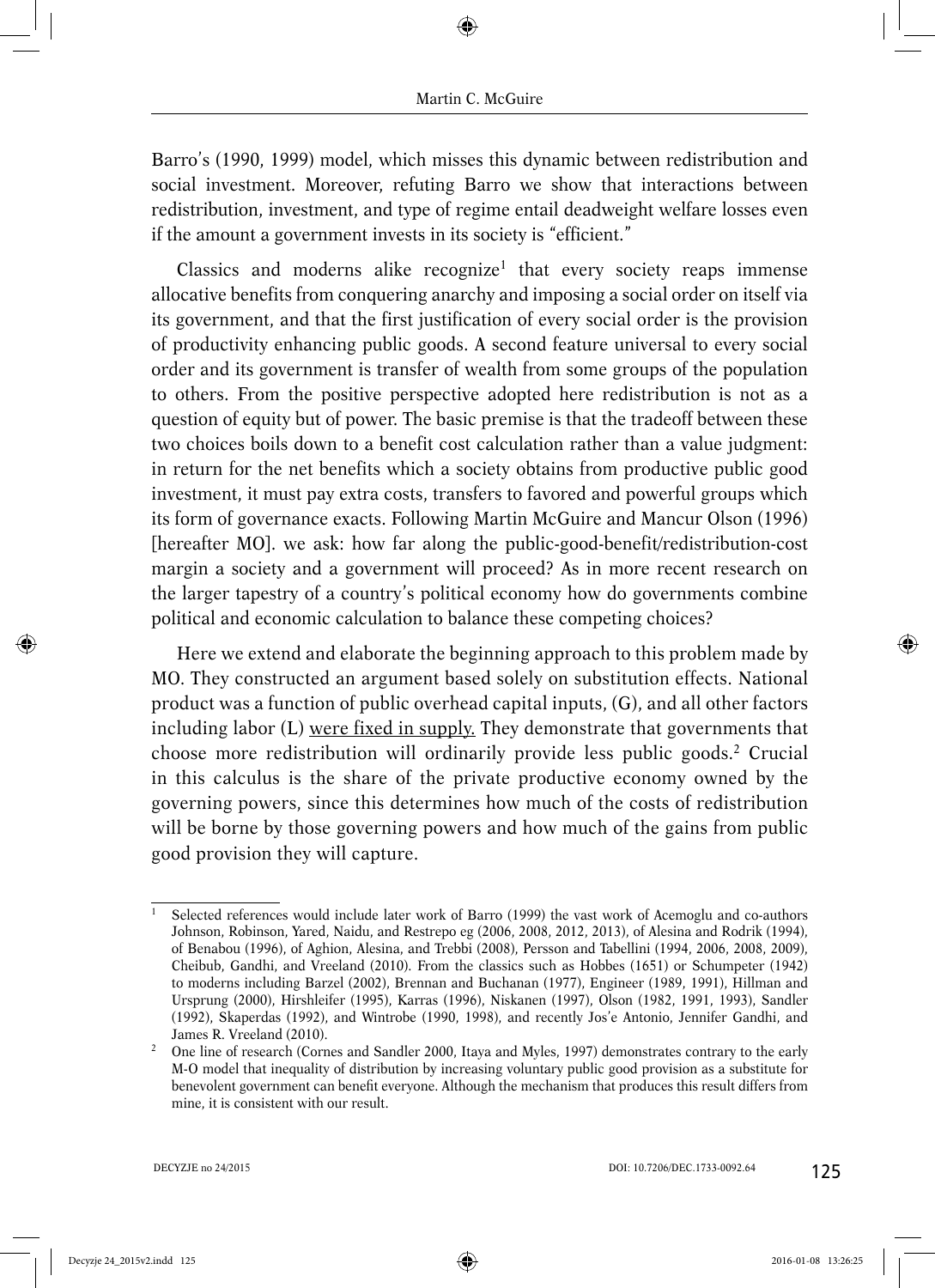Barro's (1990, 1999) model, which misses this dynamic between redistribution and social investment. Moreover, refuting Barro we show that interactions between redistribution, investment, and type of regime entail deadweight welfare losses even if the amount a government invests in its society is "efficient."

Classics and moderns alike recognize[1] that every society reaps immense allocative benefits from conquering anarchy and imposing a social order on itself via its government, and that the first justification of every social order is the provision of productivity enhancing public goods. A second feature universal to every social order and its government is transfer of wealth from some groups of the population to others. From the positive perspective adopted here redistribution is not as a question of equity but of power. The basic premise is that the tradeoff between these two choices boils down to a benefit cost calculation rather than a value judgment: in return for the net benefits which a society obtains from productive public good investment, it must pay extra costs, transfers to favored and powerful groups which its form of governance exacts. Following Martin McGuire and Mancur Olson (1996) [hereafter MO]. we ask: how far along the public-good-benefit/redistribution-cost margin a society and a government will proceed? As in more recent research on the larger tapestry of a country's political economy how do governments combine political and economic calculation to balance these competing choices?

Here we extend and elaborate the beginning approach to this problem made by MO. They constructed an argument based solely on substitution effects. National product was a function of public overhead capital inputs, (G), and all other factors including labor (L) <u>were fixed in supply.</u> They demonstrate that governments that choose more redistribution will ordinarily provide less public goods.[2] Crucial in this calculus is the share of the private productive economy owned by the governing powers, since this determines how much of the costs of redistribution will be borne by those governing powers and how much of the gains from public good provision they will capture.

---

[1] Selected references would include later work of Barro (1999) the vast work of Acemoglu and co-authors Johnson, Robinson, Yared, Naidu, and Restrepo eg (2006, 2008, 2012, 2013), of Alesina and Rodrik (1994), of Benabou (1996), of Aghion, Alesina, and Trebbi (2008), Persson and Tabellini (1994, 2006, 2008, 2009), Cheibub, Gandhi, and Vreeland (2010). From the classics such as Hobbes (1651) or Schumpeter (1942) to moderns including Barzel (2002), Brennan and Buchanan (1977), Engineer (1989, 1991), Hillman and Ursprung (2000), Hirshleifer (1995), Karras (1996), Niskanen (1997), Olson (1982, 1991, 1993), Sandler (1992), Skaperdas (1992), and Wintrobe (1990, 1998), and recently Jos'e Antonio, Jennifer Gandhi, and James R. Vreeland (2010).

[2] One line of research (Cornes and Sandler 2000, Itaya and Myles, 1997) demonstrates contrary to the early M-O model that inequality of distribution by increasing voluntary public good provision as a substitute for benevolent government can benefit everyone. Although the mechanism that produces this result differs from mine, it is consistent with our result.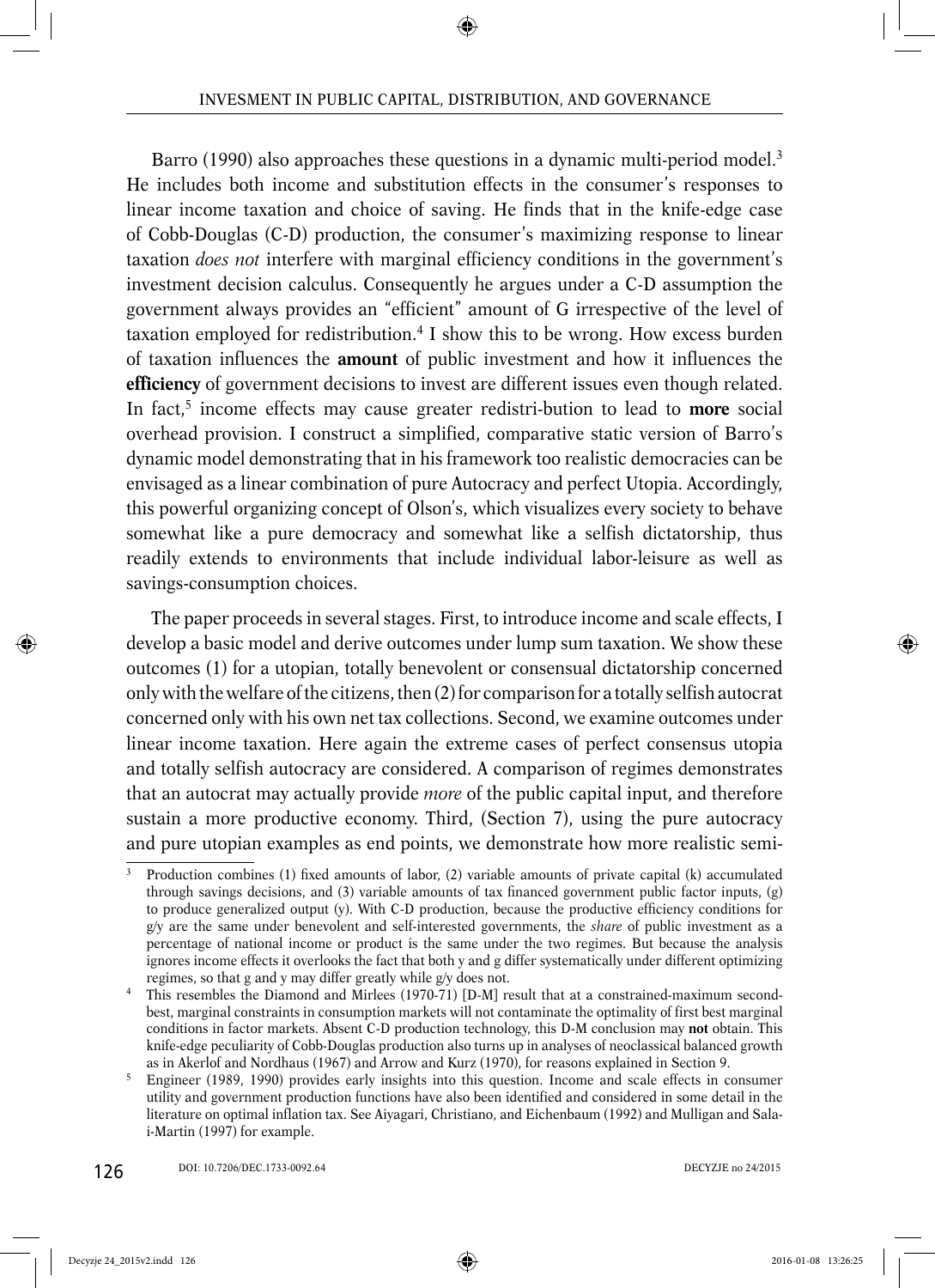Barro (1990) also approaches these questions in a dynamic multi-period model.[3] He includes both income and substitution effects in the consumer's responses to linear income taxation and choice of saving. He finds that in the knife-edge case of Cobb-Douglas (C-D) production, the consumer's maximizing response to linear taxation *does not* interfere with marginal efficiency conditions in the government's investment decision calculus. Consequently he argues under a C-D assumption the government always provides an "efficient" amount of G irrespective of the level of taxation employed for redistribution.[4] I show this to be wrong. How excess burden of taxation influences the **amount** of public investment and how it influences the **efficiency** of government decisions to invest are different issues even though related. In fact,[5] income effects may cause greater redistri-bution to lead to **more** social overhead provision. I construct a simplified, comparative static version of Barro's dynamic model demonstrating that in his framework too realistic democracies can be envisaged as a linear combination of pure Autocracy and perfect Utopia. Accordingly, this powerful organizing concept of Olson's, which visualizes every society to behave somewhat like a pure democracy and somewhat like a selfish dictatorship, thus readily extends to environments that include individual labor-leisure as well as savings-consumption choices.

The paper proceeds in several stages. First, to introduce income and scale effects, I develop a basic model and derive outcomes under lump sum taxation. We show these outcomes (1) for a utopian, totally benevolent or consensual dictatorship concerned only with the welfare of the citizens, then (2) for comparison for a totally selfish autocrat concerned only with his own net tax collections. Second, we examine outcomes under linear income taxation. Here again the extreme cases of perfect consensus utopia and totally selfish autocracy are considered. A comparison of regimes demonstrates that an autocrat may actually provide *more* of the public capital input, and therefore sustain a more productive economy. Third, (Section 7), using the pure autocracy and pure utopian examples as end points, we demonstrate how more realistic semi-

---

[3] Production combines (1) fixed amounts of labor, (2) variable amounts of private capital (k) accumulated through savings decisions, and (3) variable amounts of tax financed government public factor inputs, (g) to produce generalized output (y). With C-D production, because the productive efficiency conditions for g/y are the same under benevolent and self-interested governments, the *share* of public investment as a percentage of national income or product is the same under the two regimes. But because the analysis ignores income effects it overlooks the fact that both y and g differ systematically under different optimizing regimes, so that g and y may differ greatly while g/y does not.

[4] This resembles the Diamond and Mirlees (1970-71) [D-M] result that at a constrained-maximum second-best, marginal constraints in consumption markets will not contaminate the optimality of first best marginal conditions in factor markets. Absent C-D production technology, this D-M conclusion may **not** obtain. This knife-edge peculiarity of Cobb-Douglas production also turns up in analyses of neoclassical balanced growth as in Akerlof and Nordhaus (1967) and Arrow and Kurz (1970), for reasons explained in Section 9.

[5] Engineer (1989, 1990) provides early insights into this question. Income and scale effects in consumer utility and government production functions have also been identified and considered in some detail in the literature on optimal inflation tax. See Aiyagari, Christiano, and Eichenbaum (1992) and Mulligan and Sala-i-Martin (1997) for example.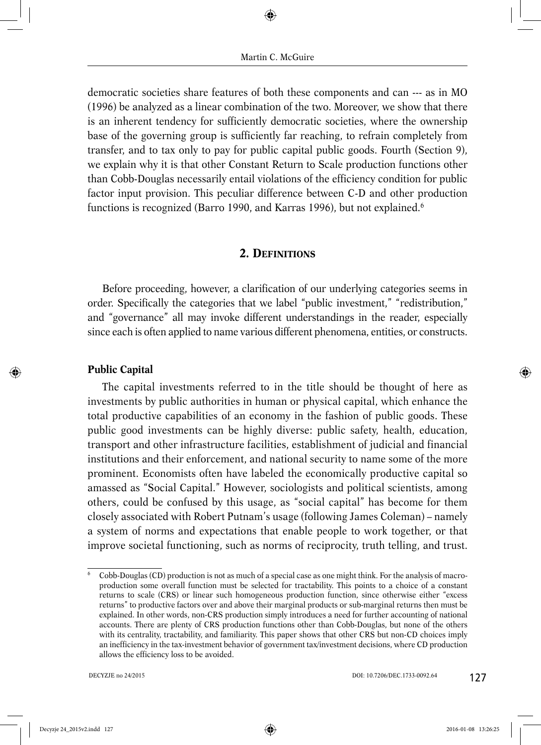democratic societies share features of both these components and can --- as in MO (1996) be analyzed as a linear combination of the two. Moreover, we show that there is an inherent tendency for sufficiently democratic societies, where the ownership base of the governing group is sufficiently far reaching, to refrain completely from transfer, and to tax only to pay for public capital public goods. Fourth (Section 9), we explain why it is that other Constant Return to Scale production functions other than Cobb-Douglas necessarily entail violations of the efficiency condition for public factor input provision. This peculiar difference between C-D and other production functions is recognized (Barro 1990, and Karras 1996), but not explained.[6]

## 2. Definitions

Before proceeding, however, a clarification of our underlying categories seems in order. Specifically the categories that we label "public investment," "redistribution," and "governance" all may invoke different understandings in the reader, especially since each is often applied to name various different phenomena, entities, or constructs.

### Public Capital

The capital investments referred to in the title should be thought of here as investments by public authorities in human or physical capital, which enhance the total productive capabilities of an economy in the fashion of public goods. These public good investments can be highly diverse: public safety, health, education, transport and other infrastructure facilities, establishment of judicial and financial institutions and their enforcement, and national security to name some of the more prominent. Economists often have labeled the economically productive capital so amassed as "Social Capital." However, sociologists and political scientists, among others, could be confused by this usage, as "social capital" has become for them closely associated with Robert Putnam's usage (following James Coleman) – namely a system of norms and expectations that enable people to work together, or that improve societal functioning, such as norms of reciprocity, truth telling, and trust.

[6] Cobb-Douglas (CD) production is not as much of a special case as one might think. For the analysis of macro-production some overall function must be selected for tractability. This points to a choice of a constant returns to scale (CRS) or linear such homogeneous production function, since otherwise either "excess returns" to productive factors over and above their marginal products or sub-marginal returns then must be explained. In other words, non-CRS production simply introduces a need for further accounting of national accounts. There are plenty of CRS production functions other than Cobb-Douglas, but none of the others with its centrality, tractability, and familiarity. This paper shows that other CRS but non-CD choices imply an inefficiency in the tax-investment behavior of government tax/investment decisions, where CD production allows the efficiency loss to be avoided.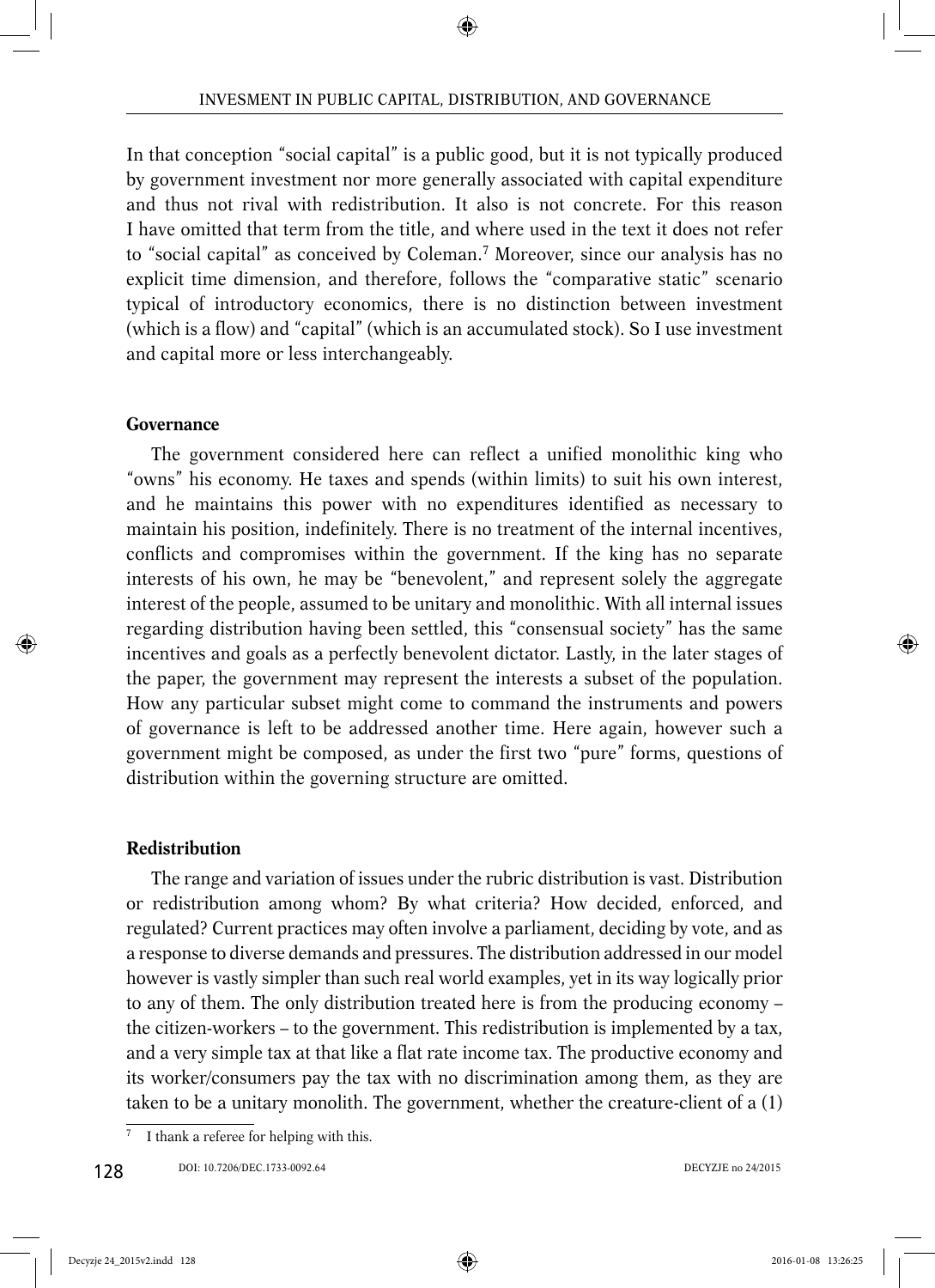In that conception "social capital" is a public good, but it is not typically produced by government investment nor more generally associated with capital expenditure and thus not rival with redistribution. It also is not concrete. For this reason I have omitted that term from the title, and where used in the text it does not refer to "social capital" as conceived by Coleman.[7] Moreover, since our analysis has no explicit time dimension, and therefore, follows the "comparative static" scenario typical of introductory economics, there is no distinction between investment (which is a flow) and "capital" (which is an accumulated stock). So I use investment and capital more or less interchangeably.

**Governance**

The government considered here can reflect a unified monolithic king who "owns" his economy. He taxes and spends (within limits) to suit his own interest, and he maintains this power with no expenditures identified as necessary to maintain his position, indefinitely. There is no treatment of the internal incentives, conflicts and compromises within the government. If the king has no separate interests of his own, he may be "benevolent," and represent solely the aggregate interest of the people, assumed to be unitary and monolithic. With all internal issues regarding distribution having been settled, this "consensual society" has the same incentives and goals as a perfectly benevolent dictator. Lastly, in the later stages of the paper, the government may represent the interests a subset of the population. How any particular subset might come to command the instruments and powers of governance is left to be addressed another time. Here again, however such a government might be composed, as under the first two "pure" forms, questions of distribution within the governing structure are omitted.

**Redistribution**

The range and variation of issues under the rubric distribution is vast. Distribution or redistribution among whom? By what criteria? How decided, enforced, and regulated? Current practices may often involve a parliament, deciding by vote, and as a response to diverse demands and pressures. The distribution addressed in our model however is vastly simpler than such real world examples, yet in its way logically prior to any of them. The only distribution treated here is from the producing economy – the citizen-workers – to the government. This redistribution is implemented by a tax, and a very simple tax at that like a flat rate income tax. The productive economy and its worker/consumers pay the tax with no discrimination among them, as they are taken to be a unitary monolith. The government, whether the creature-client of a (1)

[7] I thank a referee for helping with this.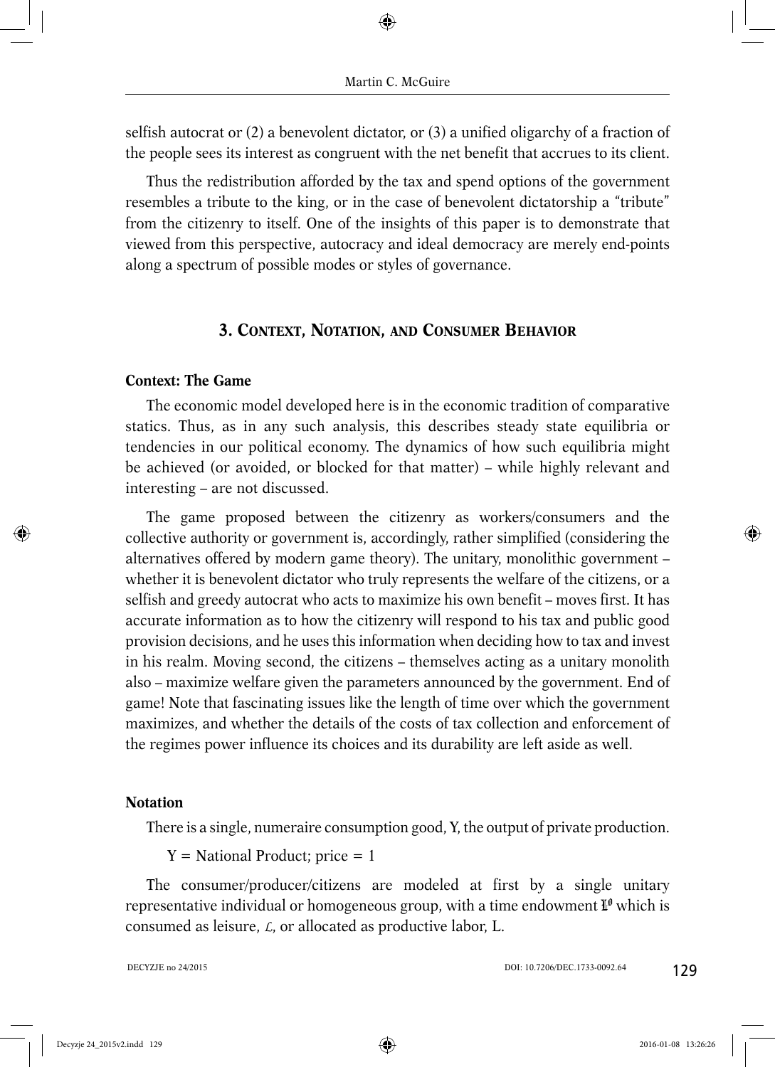selfish autocrat or (2) a benevolent dictator, or (3) a unified oligarchy of a fraction of the people sees its interest as congruent with the net benefit that accrues to its client.

Thus the redistribution afforded by the tax and spend options of the government resembles a tribute to the king, or in the case of benevolent dictatorship a "tribute" from the citizenry to itself. One of the insights of this paper is to demonstrate that viewed from this perspective, autocracy and ideal democracy are merely end-points along a spectrum of possible modes or styles of governance.

## 3. Context, Notation, and Consumer Behavior

### Context: The Game

The economic model developed here is in the economic tradition of comparative statics. Thus, as in any such analysis, this describes steady state equilibria or tendencies in our political economy. The dynamics of how such equilibria might be achieved (or avoided, or blocked for that matter) – while highly relevant and interesting – are not discussed.

The game proposed between the citizenry as workers/consumers and the collective authority or government is, accordingly, rather simplified (considering the alternatives offered by modern game theory). The unitary, monolithic government – whether it is benevolent dictator who truly represents the welfare of the citizens, or a selfish and greedy autocrat who acts to maximize his own benefit – moves first. It has accurate information as to how the citizenry will respond to his tax and public good provision decisions, and he uses this information when deciding how to tax and invest in his realm. Moving second, the citizens – themselves acting as a unitary monolith also – maximize welfare given the parameters announced by the government. End of game! Note that fascinating issues like the length of time over which the government maximizes, and whether the details of the costs of tax collection and enforcement of the regimes power influence its choices and its durability are left aside as well.

### Notation

There is a single, numeraire consumption good, Y, the output of private production.

Y = National Product; price = 1

The consumer/producer/citizens are modeled at first by a single unitary representative individual or homogeneous group, with a time endowment $\mathcal{L}^0$ which is consumed as leisure, $\mathcal{L}$, or allocated as productive labor, L.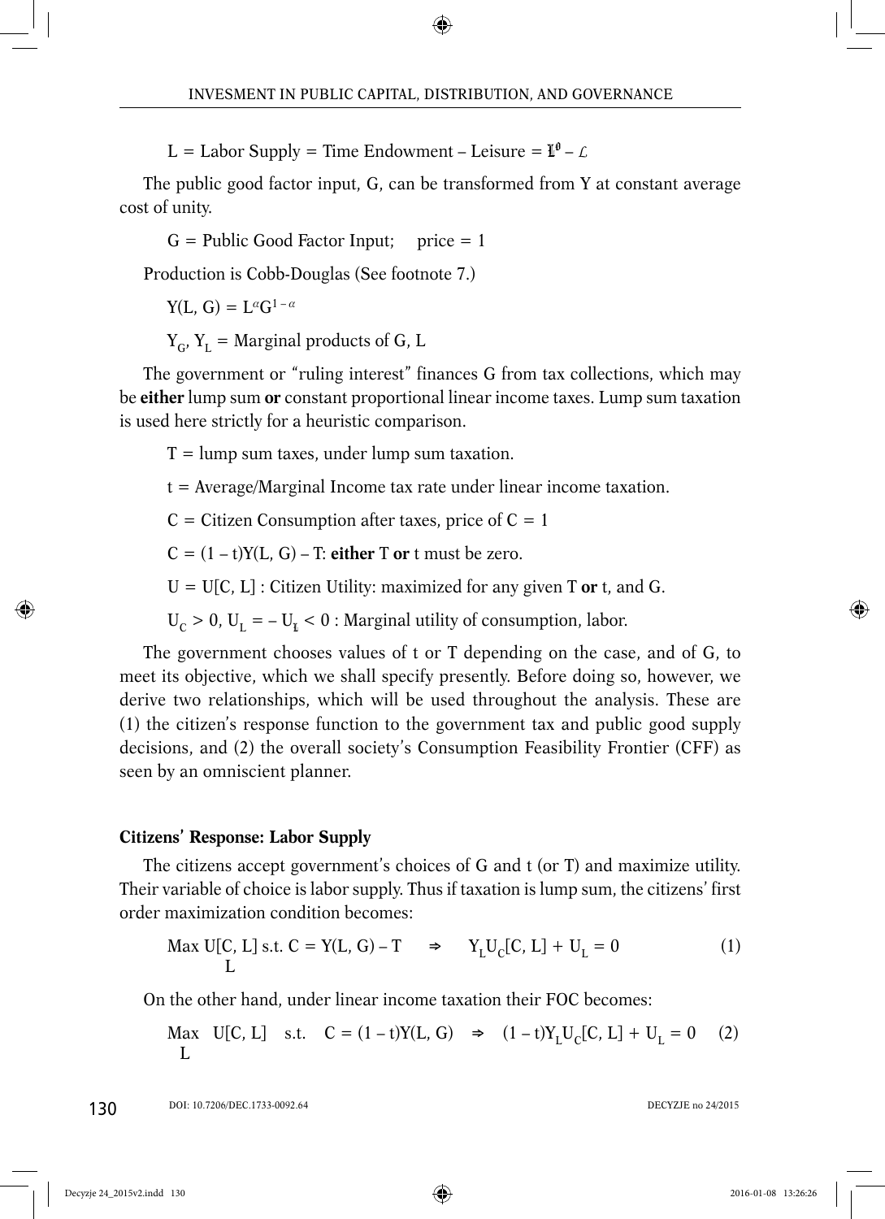$L$ = Labor Supply = Time Endowment – Leisure = $\mathbb{L}^{0} - \mathcal{L}$

The public good factor input, G, can be transformed from Y at constant average cost of unity.

$G$ = Public Good Factor Input; price = 1

Production is Cobb-Douglas (See footnote 7.)

$$Y(L, G) = L^{\alpha}G^{1-\alpha}$$

$Y_G$, $Y_L$ = Marginal products of G, L

The government or "ruling interest" finances G from tax collections, which may be **either** lump sum **or** constant proportional linear income taxes. Lump sum taxation is used here strictly for a heuristic comparison.

$T$ = lump sum taxes, under lump sum taxation.

$t$ = Average/Marginal Income tax rate under linear income taxation.

$C$ = Citizen Consumption after taxes, price of C = 1

$C = (1-t)Y(L, G) - T$: **either** T **or** t must be zero.

$U = U[C, L]$ : Citizen Utility: maximized for any given T **or** t, and G.

$U_C > 0$, $U_L = -U_{\mathcal{L}} < 0$ : Marginal utility of consumption, labor.

The government chooses values of t or T depending on the case, and of G, to meet its objective, which we shall specify presently. Before doing so, however, we derive two relationships, which will be used throughout the analysis. These are (1) the citizen's response function to the government tax and public good supply decisions, and (2) the overall society's Consumption Feasibility Frontier (CFF) as seen by an omniscient planner.

**Citizens' Response: Labor Supply**

The citizens accept government's choices of G and t (or T) and maximize utility. Their variable of choice is labor supply. Thus if taxation is lump sum, the citizens' first order maximization condition becomes:

$$\max_{L} U[C, L] \text{ s.t. } C = Y(L, G) - T \quad \Rightarrow \quad Y_L U_C[C, L] + U_L = 0 \tag{1}$$

On the other hand, under linear income taxation their FOC becomes:

$$\max_{L} \; U[C, L] \quad \text{s.t.} \quad C = (1-t)Y(L, G) \quad \Rightarrow \quad (1-t)Y_L U_C[C, L] + U_L = 0 \tag{2}$$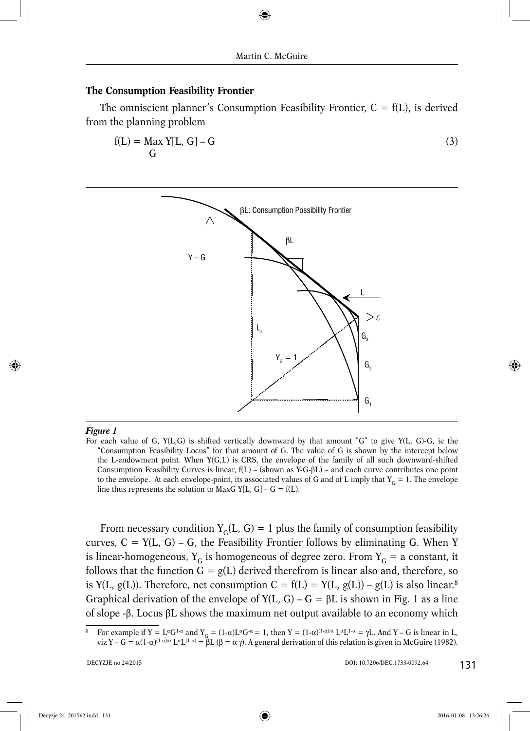### The Consumption Feasibility Frontier

The omniscient planner's Consumption Feasibility Frontier, $C = f(L)$, is derived from the planning problem

$$f(L) = \underset{G}{\text{Max}}\ Y[L, G] - G \tag{3}$$

*Figure 1*

For each value of G, Y(L,G) is shifted vertically downward by that amount "G" to give Y(L, G)-G, ie the "Consumption Feasibility Locus" for that amount of G. The value of G is shown by the intercept below the L-endowment point. When Y(G,L) is CRS, the envelope of the family of all such downward-shifted Consumption Feasibility Curves is linear, f(L) – (shown as Y-G-βL) – and each curve contributes one point to the envelope. At each envelope-point, its associated values of G and of L imply that $Y_G = 1$. The envelope line thus represents the solution to MaxG Y[L, G] – G = f(L).

From necessary condition $Y_G(L, G) = 1$ plus the family of consumption feasibility curves, $C = Y(L, G) - G$, the Feasibility Frontier follows by eliminating G. When Y is linear-homogeneous, $Y_G$ is homogeneous of degree zero. From $Y_G$ = a constant, it follows that the function $G = g(L)$ derived therefrom is linear also and, therefore, so is $Y(L, g(L))$. Therefore, net consumption $C = f(L) = Y(L, g(L)) - g(L)$ is also linear.[8] Graphical derivation of the envelope of $Y(L, G) - G = \beta L$ is shown in Fig. 1 as a line of slope $-\beta$. Locus $\beta L$ shows the maximum net output available to an economy which

[8] For example if $Y = L^{\alpha}G^{1-\alpha}$ and $Y_G = (1-\alpha)L^{\alpha}G^{-\alpha} = 1$, then $Y = (1-\alpha)^{(1-\alpha)/\alpha} L^{\alpha}L^{1-\alpha} = \gamma L$. And $Y - G$ is linear in L, viz $Y - G = \alpha(1-\alpha)^{(1-\alpha)/\alpha} L^{\alpha}L^{(1-\alpha)} = \beta L$ ($\beta = \alpha\gamma$). A general derivation of this relation is given in McGuire (1982).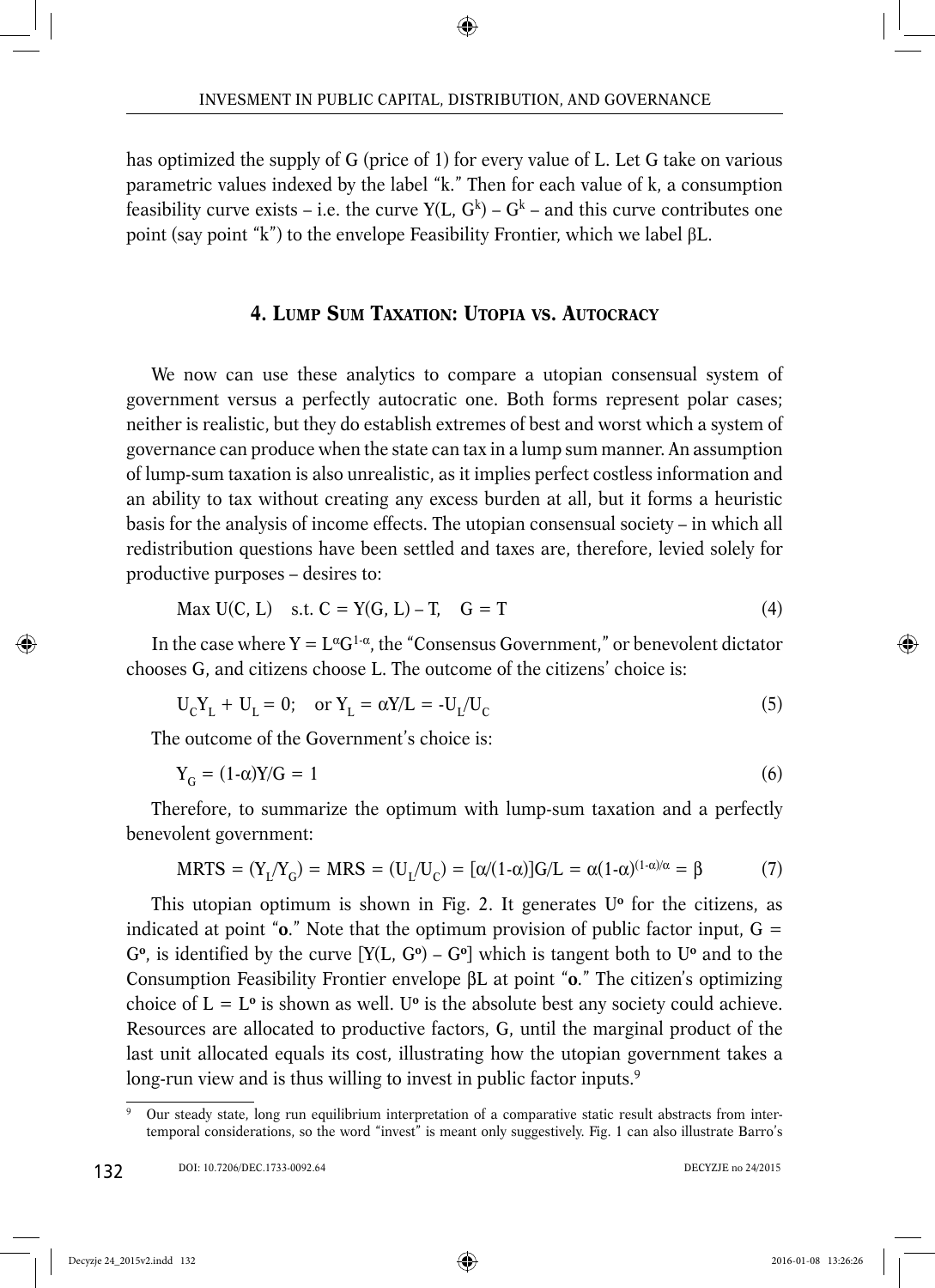has optimized the supply of G (price of 1) for every value of L. Let G take on various parametric values indexed by the label "k." Then for each value of k, a consumption feasibility curve exists – i.e. the curve $Y(L, G^k) - G^k$ – and this curve contributes one point (say point "k") to the envelope Feasibility Frontier, which we label $\beta L$.

## 4. Lump Sum Taxation: Utopia vs. Autocracy

We now can use these analytics to compare a utopian consensual system of government versus a perfectly autocratic one. Both forms represent polar cases; neither is realistic, but they do establish extremes of best and worst which a system of governance can produce when the state can tax in a lump sum manner. An assumption of lump-sum taxation is also unrealistic, as it implies perfect costless information and an ability to tax without creating any excess burden at all, but it forms a heuristic basis for the analysis of income effects. The utopian consensual society – in which all redistribution questions have been settled and taxes are, therefore, levied solely for productive purposes – desires to:

$$\text{Max } U(C, L) \quad \text{s.t. } C = Y(G, L) - T, \quad G = T \tag{4}$$

In the case where $Y = L^{\alpha}G^{1-\alpha}$, the "Consensus Government," or benevolent dictator chooses G, and citizens choose L. The outcome of the citizens' choice is:

$$U_C Y_L + U_L = 0; \quad \text{or } Y_L = \alpha Y/L = -U_L/U_C \tag{5}$$

The outcome of the Government's choice is:

$$Y_G = (1-\alpha)Y/G = 1 \tag{6}$$

Therefore, to summarize the optimum with lump-sum taxation and a perfectly benevolent government:

$$\text{MRTS} = (Y_L/Y_G) = \text{MRS} = (U_L/U_C) = [\alpha/(1-\alpha)]G/L = \alpha(1-\alpha)^{(1-\alpha)/\alpha} = \beta \tag{7}$$

This utopian optimum is shown in Fig. 2. It generates $U^o$ for the citizens, as indicated at point "**o**." Note that the optimum provision of public factor input, $G = G^o$, is identified by the curve $[Y(L, G^o) - G^o]$ which is tangent both to $U^o$ and to the Consumption Feasibility Frontier envelope $\beta L$ at point "**o**." The citizen's optimizing choice of $L = L^o$ is shown as well. $U^o$ is the absolute best any society could achieve. Resources are allocated to productive factors, G, until the marginal product of the last unit allocated equals its cost, illustrating how the utopian government takes a long-run view and is thus willing to invest in public factor inputs.[9]

[9] Our steady state, long run equilibrium interpretation of a comparative static result abstracts from intertemporal considerations, so the word "invest" is meant only suggestively. Fig. 1 can also illustrate Barro's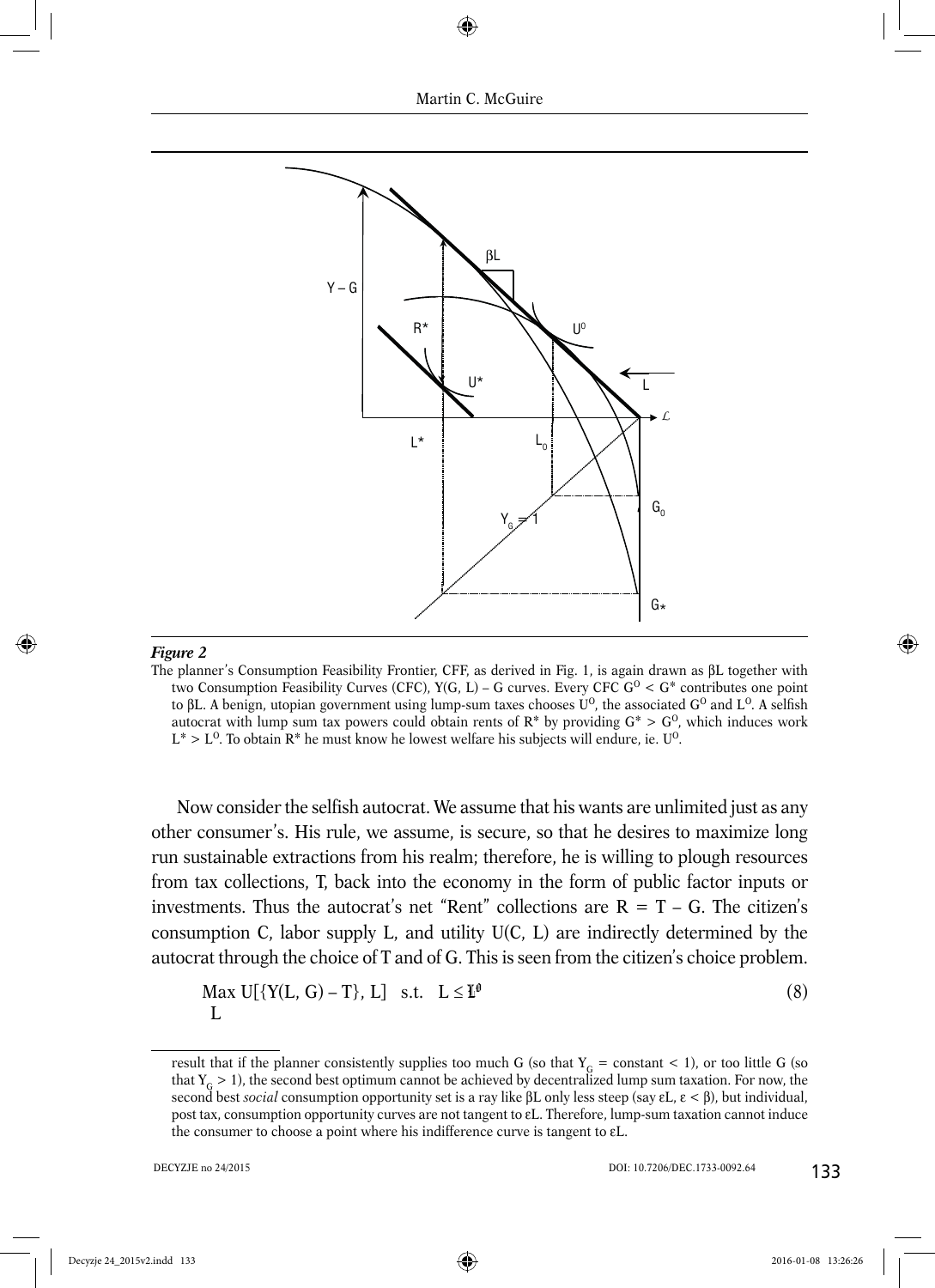*Figure 2*

The planner's Consumption Feasibility Frontier, CFF, as derived in Fig. 1, is again drawn as βL together with two Consumption Feasibility Curves (CFC), Y(G, L) – G curves. Every CFC $G^O < G^*$ contributes one point to βL. A benign, utopian government using lump-sum taxes chooses $U^O$, the associated $G^O$ and $L^O$. A selfish autocrat with lump sum tax powers could obtain rents of $R^*$ by providing $G^* > G^O$, which induces work $L^* > L^O$. To obtain $R^*$ he must know he lowest welfare his subjects will endure, ie. $U^O$.

Now consider the selfish autocrat. We assume that his wants are unlimited just as any other consumer's. His rule, we assume, is secure, so that he desires to maximize long run sustainable extractions from his realm; therefore, he is willing to plough resources from tax collections, T, back into the economy in the form of public factor inputs or investments. Thus the autocrat's net "Rent" collections are R = T – G. The citizen's consumption C, labor supply L, and utility U(C, L) are indirectly determined by the autocrat through the choice of T and of G. This is seen from the citizen's choice problem.

$$\max_{L} U[\{Y(L, G) - T\}, L] \quad \text{s.t.} \quad L \leq \mathcal{L}^0 \tag{8}$$

result that if the planner consistently supplies too much G (so that $Y_G$ = constant < 1), or too little G (so that $Y_G > 1$), the second best optimum cannot be achieved by decentralized lump sum taxation. For now, the second best *social* consumption opportunity set is a ray like βL only less steep (say εL, ε < β), but individual, post tax, consumption opportunity curves are not tangent to εL. Therefore, lump-sum taxation cannot induce the consumer to choose a point where his indifference curve is tangent to εL.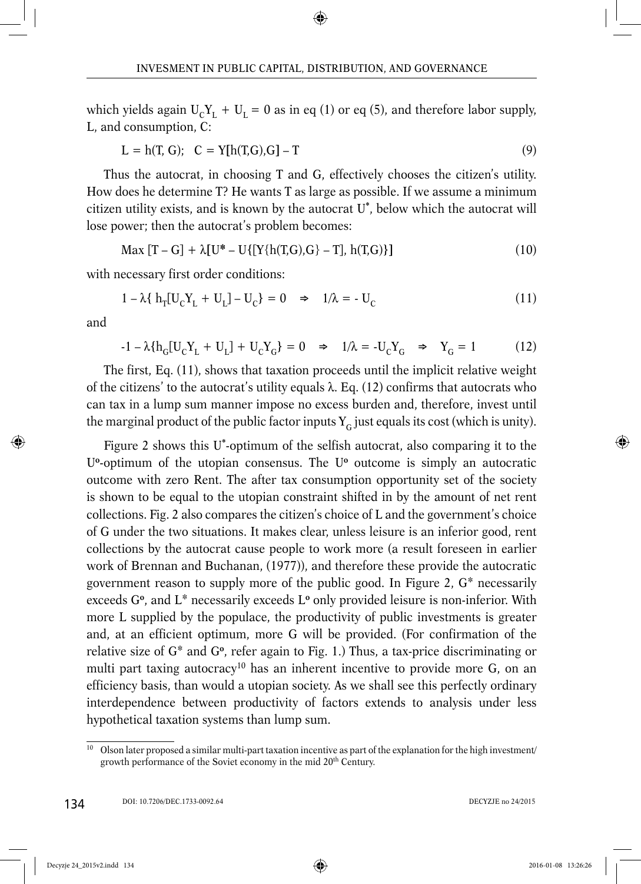which yields again $U_C Y_L + U_L = 0$ as in eq (1) or eq (5), and therefore labor supply, L, and consumption, C:

$$L = h(T, G); \quad C = Y[h(T,G),G] - T \tag{9}$$

Thus the autocrat, in choosing T and G, effectively chooses the citizen's utility. How does he determine T? He wants T as large as possible. If we assume a minimum citizen utility exists, and is known by the autocrat $U^*$, below which the autocrat will lose power; then the autocrat's problem becomes:

$$\text{Max } [T - G] + \lambda[U^* - U\{[Y\{h(T,G),G\} - T], h(T,G)\}] \tag{10}$$

with necessary first order conditions:

$$1 - \lambda\{ h_T[U_C Y_L + U_L] - U_C\} = 0 \quad \Rightarrow \quad 1/\lambda = - U_C \tag{11}$$

and

$$-1 - \lambda\{h_G[U_C Y_L + U_L] + U_C Y_G\} = 0 \quad \Rightarrow \quad 1/\lambda = -U_C Y_G \quad \Rightarrow \quad Y_G = 1 \tag{12}$$

The first, Eq. (11), shows that taxation proceeds until the implicit relative weight of the citizens' to the autocrat's utility equals $\lambda$. Eq. (12) confirms that autocrats who can tax in a lump sum manner impose no excess burden and, therefore, invest until the marginal product of the public factor inputs $Y_G$ just equals its cost (which is unity).

Figure 2 shows this $U^*$-optimum of the selfish autocrat, also comparing it to the $U^o$-optimum of the utopian consensus. The $U^o$ outcome is simply an autocratic outcome with zero Rent. The after tax consumption opportunity set of the society is shown to be equal to the utopian constraint shifted in by the amount of net rent collections. Fig. 2 also compares the citizen's choice of L and the government's choice of G under the two situations. It makes clear, unless leisure is an inferior good, rent collections by the autocrat cause people to work more (a result foreseen in earlier work of Brennan and Buchanan, (1977)), and therefore these provide the autocratic government reason to supply more of the public good. In Figure 2, $G^*$ necessarily exceeds $G^o$, and $L^*$ necessarily exceeds $L^o$ only provided leisure is non-inferior. With more L supplied by the populace, the productivity of public investments is greater and, at an efficient optimum, more G will be provided. (For confirmation of the relative size of $G^*$ and $G^o$, refer again to Fig. 1.) Thus, a tax-price discriminating or multi part taxing autocracy[10] has an inherent incentive to provide more G, on an efficiency basis, than would a utopian society. As we shall see this perfectly ordinary interdependence between productivity of factors extends to analysis under less hypothetical taxation systems than lump sum.

[10] Olson later proposed a similar multi-part taxation incentive as part of the explanation for the high investment/growth performance of the Soviet economy in the mid 20th Century.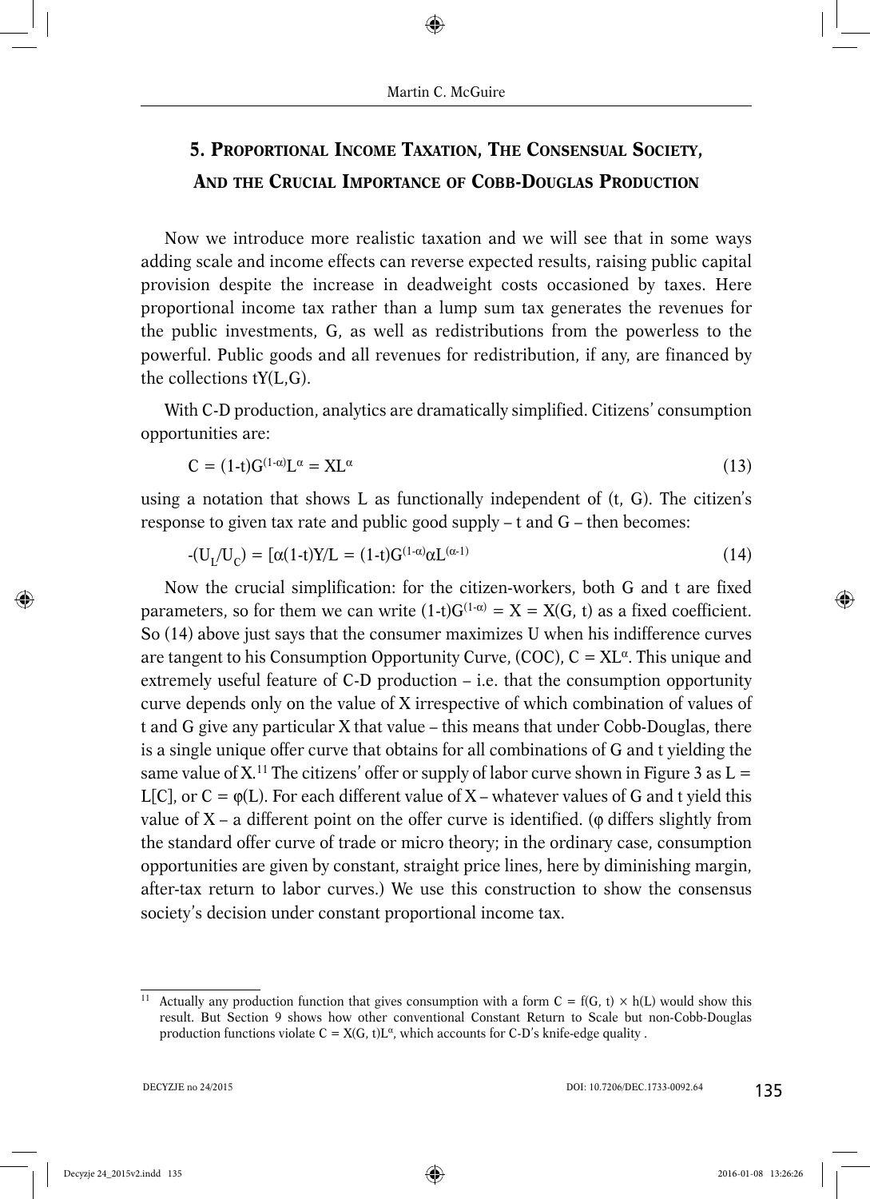## 5. Proportional Income Taxation, The Consensual Society, And the Crucial Importance of Cobb-Douglas Production

Now we introduce more realistic taxation and we will see that in some ways adding scale and income effects can reverse expected results, raising public capital provision despite the increase in deadweight costs occasioned by taxes. Here proportional income tax rather than a lump sum tax generates the revenues for the public investments, G, as well as redistributions from the powerless to the powerful. Public goods and all revenues for redistribution, if any, are financed by the collections tY(L,G).

With C-D production, analytics are dramatically simplified. Citizens' consumption opportunities are:

$$C = (1\text{-}t)G^{(1-\alpha)}L^{\alpha} = XL^{\alpha} \tag{13}$$

using a notation that shows L as functionally independent of (t, G). The citizen's response to given tax rate and public good supply – t and G – then becomes:

$$-(U_L/U_C) = [\alpha(1\text{-}t)Y/L = (1\text{-}t)G^{(1-\alpha)}\alpha L^{(\alpha-1)} \tag{14}$$

Now the crucial simplification: for the citizen-workers, both G and t are fixed parameters, so for them we can write $(1\text{-}t)G^{(1-\alpha)} = X = X(G, t)$ as a fixed coefficient. So (14) above just says that the consumer maximizes U when his indifference curves are tangent to his Consumption Opportunity Curve, (COC), $C = XL^{\alpha}$. This unique and extremely useful feature of C-D production – i.e. that the consumption opportunity curve depends only on the value of X irrespective of which combination of values of t and G give any particular X that value – this means that under Cobb-Douglas, there is a single unique offer curve that obtains for all combinations of G and t yielding the same value of X.[11] The citizens' offer or supply of labor curve shown in Figure 3 as L = L[C], or C = φ(L). For each different value of X – whatever values of G and t yield this value of X – a different point on the offer curve is identified. (φ differs slightly from the standard offer curve of trade or micro theory; in the ordinary case, consumption opportunities are given by constant, straight price lines, here by diminishing margin, after-tax return to labor curves.) We use this construction to show the consensus society's decision under constant proportional income tax.

---

[11] Actually any production function that gives consumption with a form C = f(G, t) × h(L) would show this result. But Section 9 shows how other conventional Constant Return to Scale but non-Cobb-Douglas production functions violate $C = X(G, t)L^{\alpha}$, which accounts for C-D's knife-edge quality .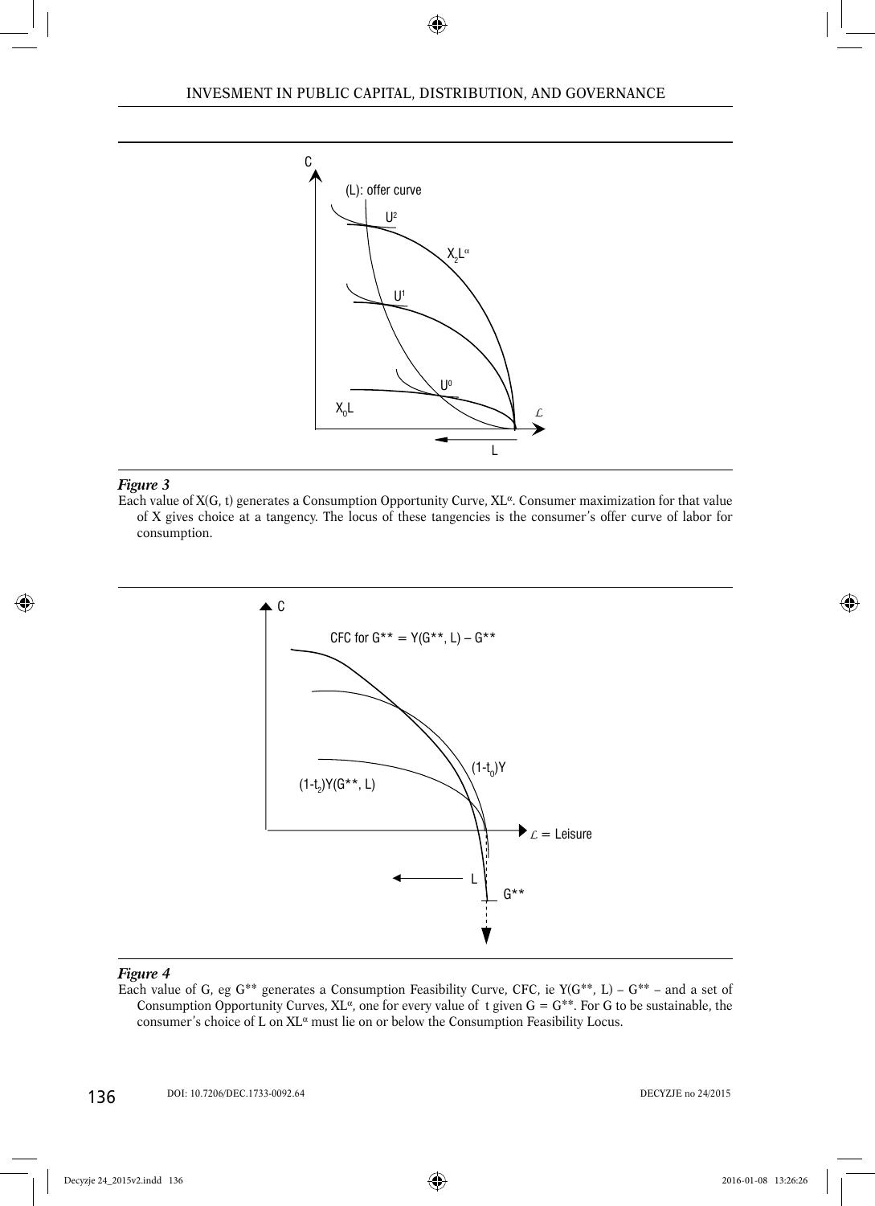*Figure 3*

Each value of X(G, t) generates a Consumption Opportunity Curve, $XL^{\alpha}$. Consumer maximization for that value of X gives choice at a tangency. The locus of these tangencies is the consumer's offer curve of labor for consumption.

*Figure 4*

Each value of G, eg $G^{**}$ generates a Consumption Feasibility Curve, CFC, ie $Y(G^{**}, L) - G^{**}$ – and a set of Consumption Opportunity Curves, $XL^{\alpha}$, one for every value of t given $G = G^{**}$. For G to be sustainable, the consumer's choice of L on $XL^{\alpha}$ must lie on or below the Consumption Feasibility Locus.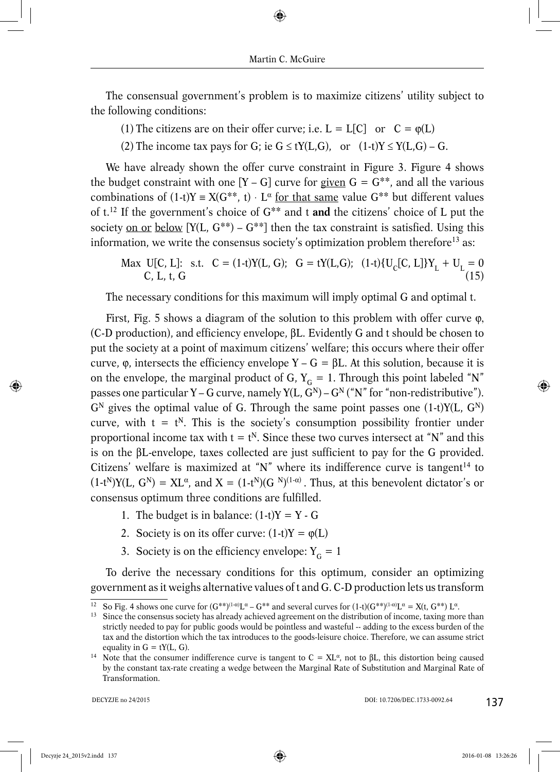The consensual government's problem is to maximize citizens' utility subject to the following conditions:

(1) The citizens are on their offer curve; i.e. $L = L[C]$ or $C = \varphi(L)$

(2) The income tax pays for G; ie $G \leq tY(L,G)$, or $(1\text{-}t)Y \leq Y(L,G) - G$.

We have already shown the offer curve constraint in Figure 3. Figure 4 shows the budget constraint with one $[Y - G]$ curve for given $G = G^{**}$, and all the various combinations of $(1\text{-}t)Y \equiv X(G^{**}, t) \cdot L^{\alpha}$ for that same value $G^{**}$ but different values of t.[12] If the government's choice of $G^{**}$ and t **and** the citizens' choice of L put the society on or below $[Y(L, G^{**}) - G^{**}]$ then the tax constraint is satisfied. Using this information, we write the consensus society's optimization problem therefore[13] as:

$$\underset{C,\, L,\, t,\, G}{\text{Max}} \; U[C, L]: \;\; \text{s.t.} \;\; C = (1\text{-}t)Y(L, G); \;\; G = tY(L,G); \;\; (1\text{-}t)\{U_C[C, L]\}Y_L + U_L = 0 \qquad (15)$$

The necessary conditions for this maximum will imply optimal G and optimal t.

First, Fig. 5 shows a diagram of the solution to this problem with offer curve φ, (C-D production), and efficiency envelope, βL. Evidently G and t should be chosen to put the society at a point of maximum citizens' welfare; this occurs where their offer curve, φ, intersects the efficiency envelope $Y - G = \beta L$. At this solution, because it is on the envelope, the marginal product of G, $Y_G = 1$. Through this point labeled "N" passes one particular $Y - G$ curve, namely $Y(L, G^N) - G^N$ ("N" for "non-redistributive"). $G^N$ gives the optimal value of G. Through the same point passes one $(1\text{-}t)Y(L, G^N)$ curve, with $t = t^N$. This is the society's consumption possibility frontier under proportional income tax with $t = t^N$. Since these two curves intersect at "N" and this is on the βL-envelope, taxes collected are just sufficient to pay for the G provided. Citizens' welfare is maximized at "N" where its indifference curve is tangent[14] to $(1\text{-}t^N)Y(L, G^N) = XL^{\alpha}$, and $X = (1\text{-}t^N)(G^N)^{(1-\alpha)}$. Thus, at this benevolent dictator's or consensus optimum three conditions are fulfilled.

1. The budget is in balance: $(1\text{-}t)Y = Y - G$
2. Society is on its offer curve: $(1\text{-}t)Y = \varphi(L)$
3. Society is on the efficiency envelope: $Y_G = 1$

To derive the necessary conditions for this optimum, consider an optimizing government as it weighs alternative values of t and G. C-D production lets us transform

---

[12] So Fig. 4 shows one curve for $(G^{**})^{(1-\alpha)}L^{\alpha} - G^{**}$ and several curves for $(1\text{-}t)(G^{**})^{(1-\alpha)}L^{\alpha} = X(t, G^{**})\, L^{\alpha}$.

[13] Since the consensus society has already achieved agreement on the distribution of income, taxing more than strictly needed to pay for public goods would be pointless and wasteful -- adding to the excess burden of the tax and the distortion which the tax introduces to the goods-leisure choice. Therefore, we can assume strict equality in $G = tY(L, G)$.

[14] Note that the consumer indifference curve is tangent to $C = XL^{\alpha}$, not to βL, this distortion being caused by the constant tax-rate creating a wedge between the Marginal Rate of Substitution and Marginal Rate of Transformation.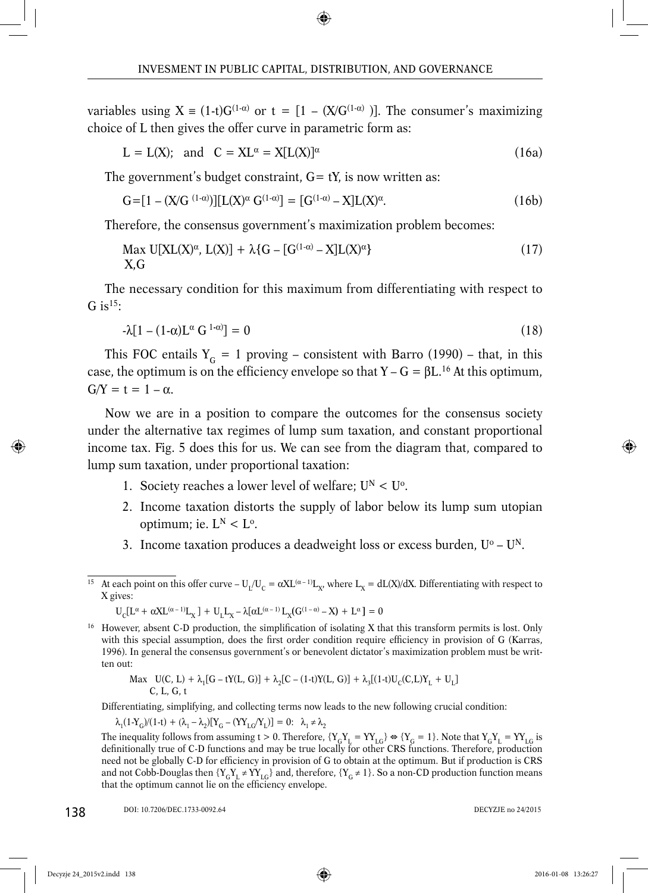variables using $X \equiv (1\text{-}t)G^{(1-\alpha)}$ or $t = [1 - (X/G^{(1-\alpha)})]$. The consumer's maximizing choice of L then gives the offer curve in parametric form as:

$$L = L(X); \quad \text{and} \quad C = XL^{\alpha} = X[L(X)]^{\alpha} \tag{16a}$$

The government's budget constraint, G= tY, is now written as:

$$G=[1 - (X/G^{(1-\alpha)})][L(X)^{\alpha} G^{(1-\alpha)}] = [G^{(1-\alpha)} - X]L(X)^{\alpha}. \tag{16b}$$

Therefore, the consensus government's maximization problem becomes:

$$\underset{X,G}{\text{Max}}\ U[XL(X)^{\alpha}, L(X)] + \lambda\{G - [G^{(1-\alpha)} - X]L(X)^{\alpha}\} \tag{17}$$

The necessary condition for this maximum from differentiating with respect to G is[15]:

$$-\lambda[1 - (1\text{-}\alpha)L^{\alpha} G^{1\text{-}\alpha)}] = 0 \tag{18}$$

This FOC entails $Y_G = 1$ proving – consistent with Barro (1990) – that, in this case, the optimum is on the efficiency envelope so that $Y - G = \beta L$.[16] At this optimum, $G/Y = t = 1 - \alpha$.

Now we are in a position to compare the outcomes for the consensus society under the alternative tax regimes of lump sum taxation, and constant proportional income tax. Fig. 5 does this for us. We can see from the diagram that, compared to lump sum taxation, under proportional taxation:

1. Society reaches a lower level of welfare; $U^N < U^o$.
2. Income taxation distorts the supply of labor below its lump sum utopian optimum; ie. $L^N < L^o$.
3. Income taxation produces a deadweight loss or excess burden, $U^o - U^N$.

---

[15] At each point on this offer curve $- U_L/U_C = \alpha XL^{(\alpha-1)}L_X$, where $L_X = dL(X)/dX$. Differentiating with respect to X gives:

$$U_C[L^{\alpha} + \alpha XL^{(\alpha-1)}L_X] + U_L L_X - \lambda[\alpha L^{(\alpha-1)} L_X(G^{(1-\alpha)} - X) + L^{\alpha}] = 0$$

[16] However, absent C-D production, the simplification of isolating X that this transform permits is lost. Only with this special assumption, does the first order condition require efficiency in provision of G (Karras, 1996). In general the consensus government's or benevolent dictator's maximization problem must be written out:

$$\underset{C,\,L,\,G,\,t}{\text{Max}}\ U(C, L) + \lambda_1[G - tY(L, G)] + \lambda_2[C - (1\text{-}t)Y(L, G)] + \lambda_3[(1\text{-}t)U_C(C,L)Y_L + U_L]$$

Differentiating, simplifying, and collecting terms now leads to the new following crucial condition:

$$\lambda_1(1\text{-}Y_G)/(1\text{-}t) + (\lambda_1 - \lambda_2)[Y_G - (YY_{LG}/Y_L)] = 0: \quad \lambda_1 \neq \lambda_2$$

The inequality follows from assuming $t > 0$. Therefore, $\{Y_G Y_L = YY_{LG}\} \Leftrightarrow \{Y_G = 1\}$. Note that $Y_G Y_L = YY_{LG}$ is definitionally true of C-D functions and may be true locally for other CRS functions. Therefore, production need not be globally C-D for efficiency in provision of G to obtain at the optimum. But if production is CRS and not Cobb-Douglas then $\{Y_G Y_L \neq YY_{LG}\}$ and, therefore, $\{Y_G \neq 1\}$. So a non-CD production function means that the optimum cannot lie on the efficiency envelope.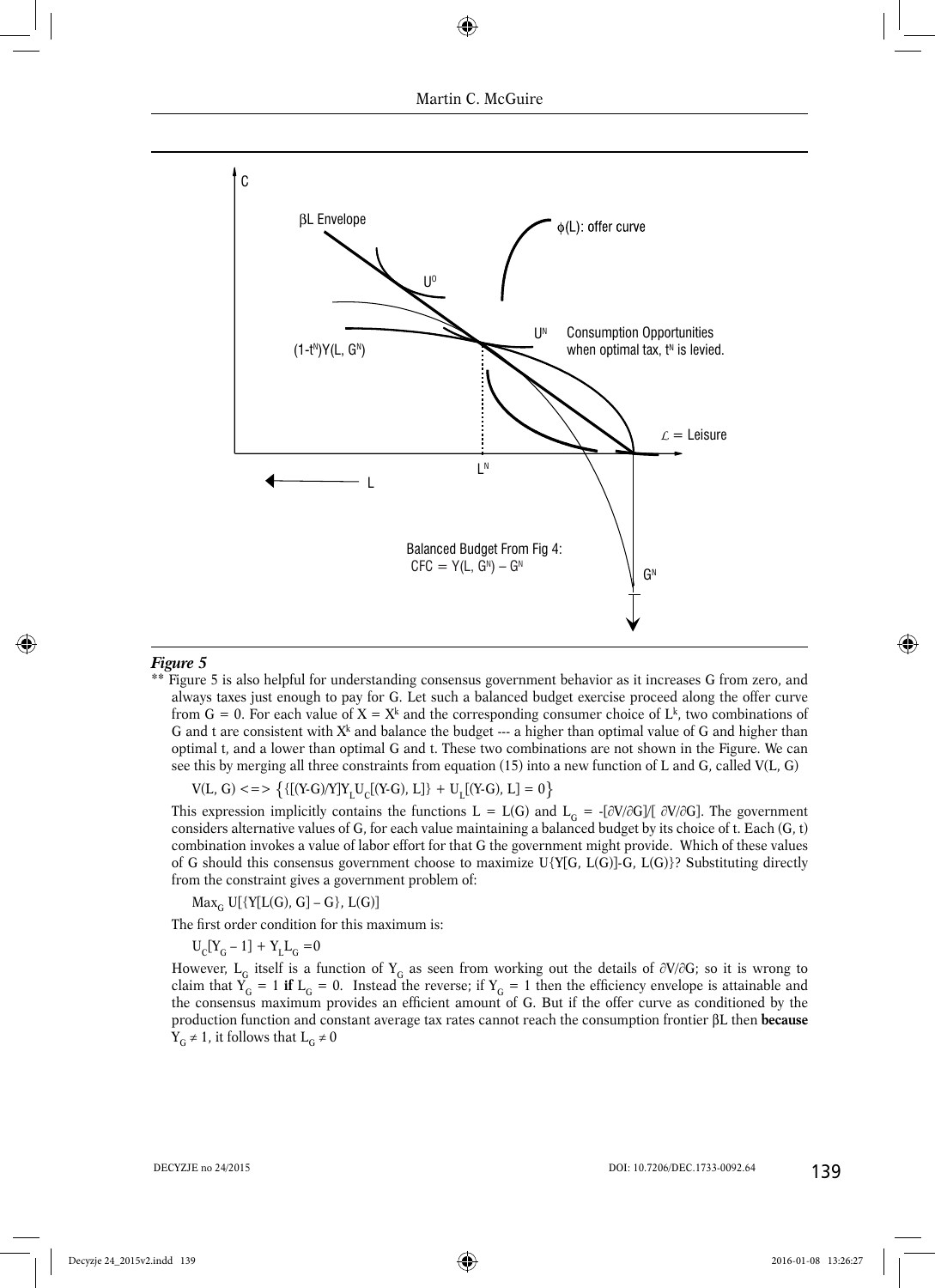*Figure 5*

** Figure 5 is also helpful for understanding consensus government behavior as it increases G from zero, and always taxes just enough to pay for G. Let such a balanced budget exercise proceed along the offer curve from G = 0. For each value of $X = X^k$ and the corresponding consumer choice of $L^k$, two combinations of G and t are consistent with $X^k$ and balance the budget --- a higher than optimal value of G and higher than optimal t, and a lower than optimal G and t. These two combinations are not shown in the Figure. We can see this by merging all three constraints from equation (15) into a new function of L and G, called V(L, G)

$$V(L, G) <=> \left\{\{[(Y\text{-}G)/Y]Y_L U_C[(Y\text{-}G), L]\} + U_L[(Y\text{-}G), L] = 0\right\}$$

This expression implicitly contains the functions $L = L(G)$ and $L_G = -[\partial V/\partial G]/[\ \partial V/\partial G]$. The government considers alternative values of G, for each value maintaining a balanced budget by its choice of t. Each (G, t) combination invokes a value of labor effort for that G the government might provide. Which of these values of G should this consensus government choose to maximize $U\{Y[G, L(G)]\text{-}G, L(G)\}$? Substituting directly from the constraint gives a government problem of:

$$\text{Max}_G\ U[\{Y[L(G), G] - G\}, L(G)]$$

The first order condition for this maximum is:

$$U_C[Y_G - 1] + Y_L L_G = 0$$

However, $L_G$ itself is a function of $Y_G$ as seen from working out the details of $\partial V/\partial G$; so it is wrong to claim that $Y_G = 1$ **if** $L_G = 0$. Instead the reverse; if $Y_G = 1$ then the efficiency envelope is attainable and the consensus maximum provides an efficient amount of G. But if the offer curve as conditioned by the production function and constant average tax rates cannot reach the consumption frontier βL then **because** $Y_G \neq 1$, it follows that $L_G \neq 0$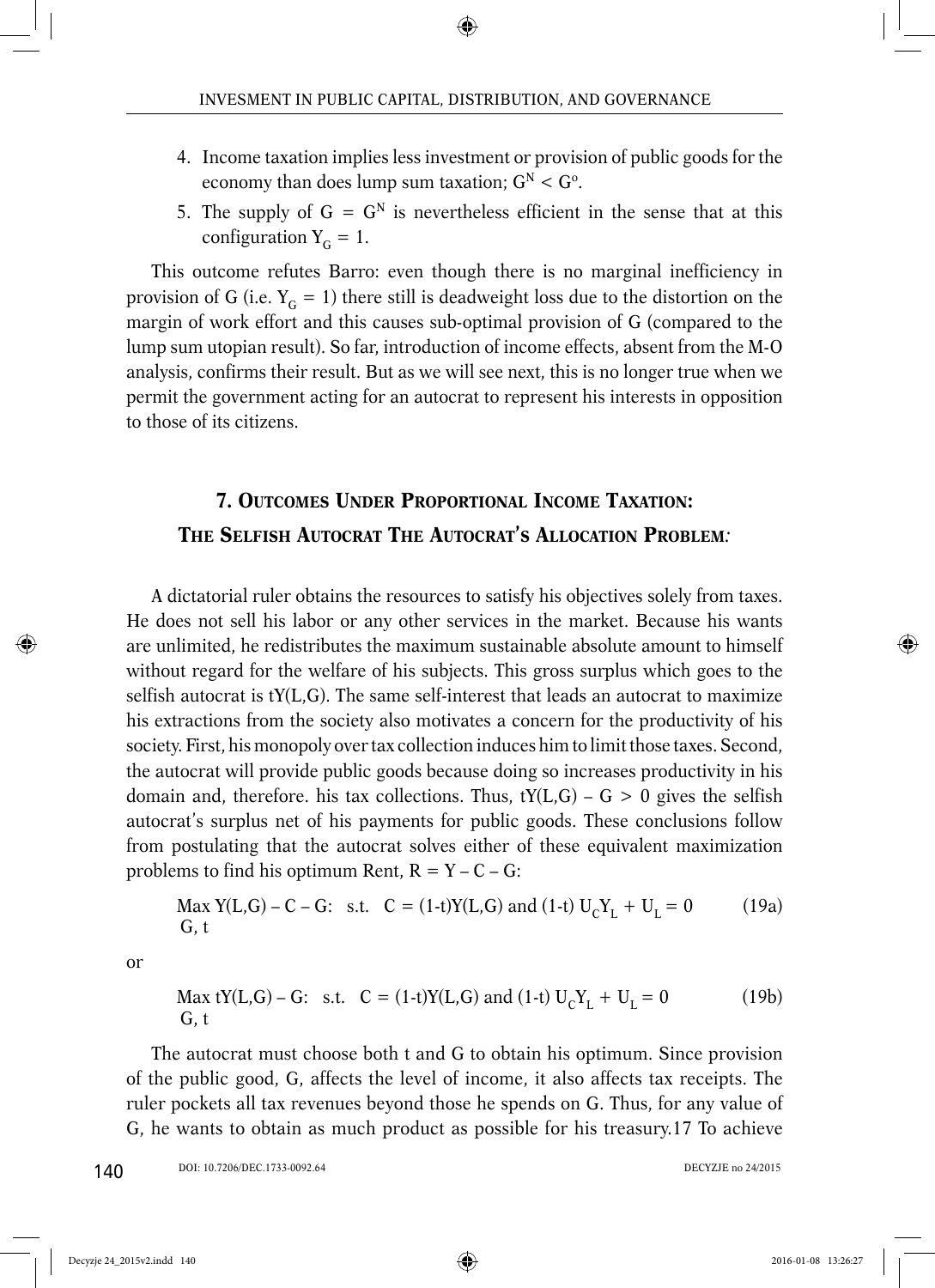4. Income taxation implies less investment or provision of public goods for the economy than does lump sum taxation; $G^N < G^o$.
5. The supply of $G = G^N$ is nevertheless efficient in the sense that at this configuration $Y_G = 1$.

This outcome refutes Barro: even though there is no marginal inefficiency in provision of G (i.e. $Y_G = 1$) there still is deadweight loss due to the distortion on the margin of work effort and this causes sub-optimal provision of G (compared to the lump sum utopian result). So far, introduction of income effects, absent from the M-O analysis, confirms their result. But as we will see next, this is no longer true when we permit the government acting for an autocrat to represent his interests in opposition to those of its citizens.

## 7. Outcomes Under Proportional Income Taxation: The Selfish Autocrat *The Autocrat's Allocation Problem:*

A dictatorial ruler obtains the resources to satisfy his objectives solely from taxes. He does not sell his labor or any other services in the market. Because his wants are unlimited, he redistributes the maximum sustainable absolute amount to himself without regard for the welfare of his subjects. This gross surplus which goes to the selfish autocrat is $tY(L,G)$. The same self-interest that leads an autocrat to maximize his extractions from the society also motivates a concern for the productivity of his society. First, his monopoly over tax collection induces him to limit those taxes. Second, the autocrat will provide public goods because doing so increases productivity in his domain and, therefore. his tax collections. Thus, $tY(L,G) - G > 0$ gives the selfish autocrat's surplus net of his payments for public goods. These conclusions follow from postulating that the autocrat solves either of these equivalent maximization problems to find his optimum Rent, $R = Y - C - G$:

$$\max_{G,\,t} Y(L,G) - C - G: \quad \text{s.t.} \quad C = (1-t)Y(L,G) \text{ and } (1-t)\, U_C Y_L + U_L = 0 \tag{19a}$$

or

$$\max_{G,\,t} tY(L,G) - G: \quad \text{s.t.} \quad C = (1-t)Y(L,G) \text{ and } (1-t)\, U_C Y_L + U_L = 0 \tag{19b}$$

The autocrat must choose both t and G to obtain his optimum. Since provision of the public good, G, affects the level of income, it also affects tax receipts. The ruler pockets all tax revenues beyond those he spends on G. Thus, for any value of G, he wants to obtain as much product as possible for his treasury.17 To achieve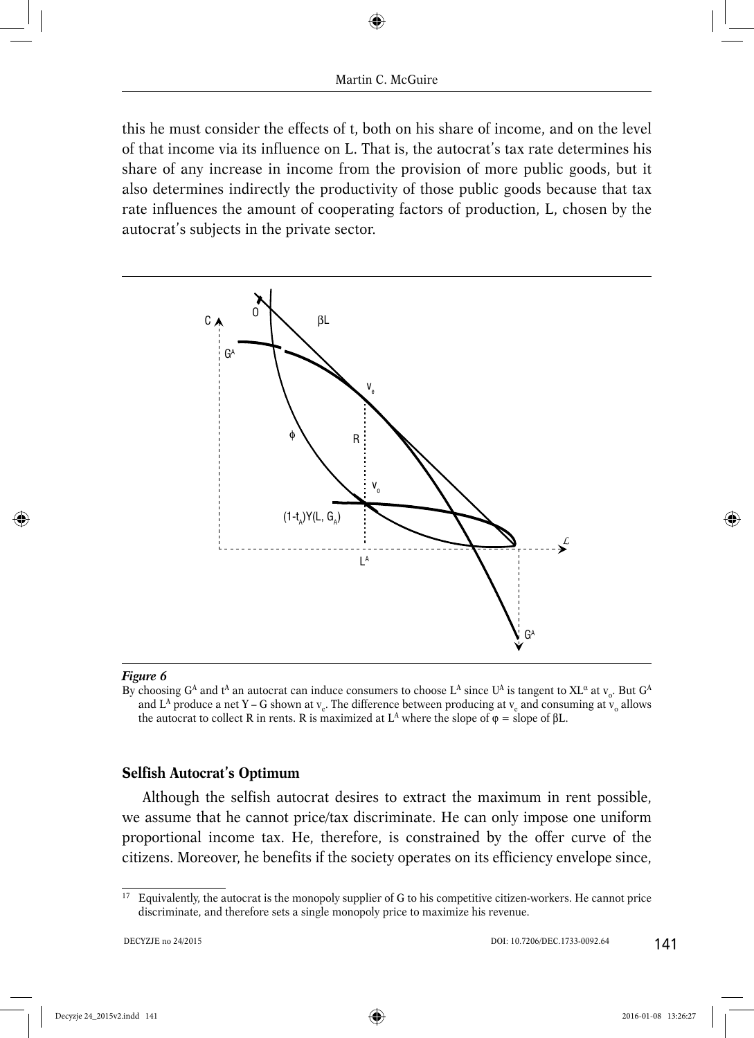this he must consider the effects of t, both on his share of income, and on the level of that income via its influence on L. That is, the autocrat's tax rate determines his share of any increase in income from the provision of more public goods, but it also determines indirectly the productivity of those public goods because that tax rate influences the amount of cooperating factors of production, L, chosen by the autocrat's subjects in the private sector.

***Figure 6***

By choosing $G^A$ and $t^A$ an autocrat can induce consumers to choose $L^A$ since $U^A$ is tangent to $XL^\alpha$ at $v_o$. But $G^A$ and $L^A$ produce a net Y – G shown at $v_e$. The difference between producing at $v_e$ and consuming at $v_o$ allows the autocrat to collect R in rents. R is maximized at $L^A$ where the slope of $\varphi$ = slope of $\beta L$.

### Selfish Autocrat's Optimum

Although the selfish autocrat desires to extract the maximum in rent possible, we assume that he cannot price/tax discriminate. He can only impose one uniform proportional income tax. He, therefore, is constrained by the offer curve of the citizens. Moreover, he benefits if the society operates on its efficiency envelope since,

[17] Equivalently, the autocrat is the monopoly supplier of G to his competitive citizen-workers. He cannot price discriminate, and therefore sets a single monopoly price to maximize his revenue.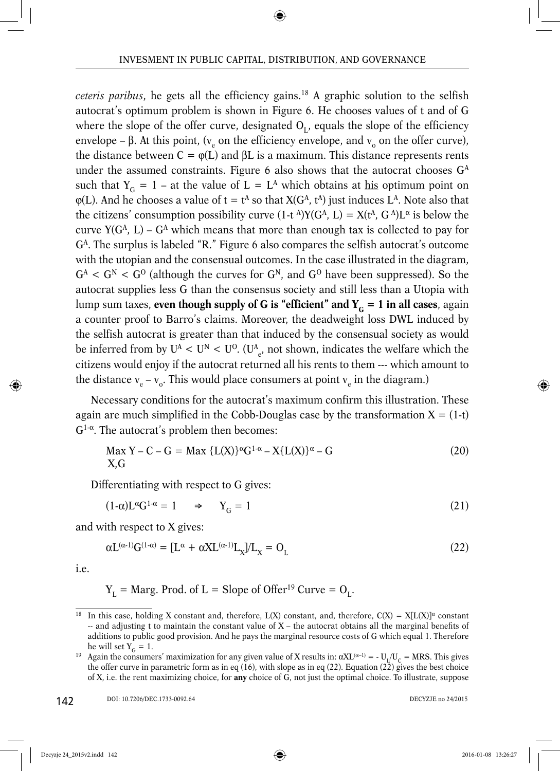*ceteris paribus*, he gets all the efficiency gains.[18] A graphic solution to the selfish autocrat's optimum problem is shown in Figure 6. He chooses values of t and of G where the slope of the offer curve, designated $O_L$, equals the slope of the efficiency envelope – β. At this point, ($v_e$ on the efficiency envelope, and $v_o$ on the offer curve), the distance between $C = \varphi(L)$ and $\beta L$ is a maximum. This distance represents rents under the assumed constraints. Figure 6 also shows that the autocrat chooses $G^A$ such that $Y_G = 1$ – at the value of $L = L^A$ which obtains at <u>his</u> optimum point on $\varphi(L)$. And he chooses a value of $t = t^A$ so that $X(G^A, t^A)$ just induces $L^A$. Note also that the citizens' consumption possibility curve $(1-t^A)Y(G^A, L) = X(t^A, G^A)L^\alpha$ is below the curve $Y(G^A, L) - G^A$ which means that more than enough tax is collected to pay for $G^A$. The surplus is labeled "R." Figure 6 also compares the selfish autocrat's outcome with the utopian and the consensual outcomes. In the case illustrated in the diagram, $G^A < G^N < G^O$ (although the curves for $G^N$, and $G^O$ have been suppressed). So the autocrat supplies less G than the consensus society and still less than a Utopia with lump sum taxes, **even though supply of G is "efficient" and $Y_G = 1$ in all cases**, again a counter proof to Barro's claims. Moreover, the deadweight loss DWL induced by the selfish autocrat is greater than that induced by the consensual society as would be inferred from by $U^A < U^N < U^O$. ($U^A_e$, not shown, indicates the welfare which the citizens would enjoy if the autocrat returned all his rents to them --- which amount to the distance $v_e - v_o$. This would place consumers at point $v_e$ in the diagram.)

Necessary conditions for the autocrat's maximum confirm this illustration. These again are much simplified in the Cobb-Douglas case by the transformation $X = (1-t)G^{1-\alpha}$. The autocrat's problem then becomes:

$$\max_{X,G} Y - C - G = \max_{X,G} \{L(X)\}^\alpha G^{1-\alpha} - X\{L(X)\}^\alpha - G \tag{20}$$

Differentiating with respect to G gives:

$$(1-\alpha)L^\alpha G^{1-\alpha} = 1 \quad \Rightarrow \quad Y_G = 1 \tag{21}$$

and with respect to X gives:

$$\alpha L^{(\alpha-1)}G^{(1-\alpha)} = [L^\alpha + \alpha X L^{(\alpha-1)}L_X]/L_X = O_L \tag{22}$$

i.e.

$$Y_L = \text{Marg. Prod. of } L = \text{Slope of Offer}^{19} \text{ Curve} = O_L.$$

---

[18] In this case, holding X constant and, therefore, L(X) constant, and, therefore, $C(X) = X[L(X)]^\alpha$ constant -- and adjusting t to maintain the constant value of X – the autocrat obtains all the marginal benefits of additions to public good provision. And he pays the marginal resource costs of G which equal 1. Therefore he will set $Y_G = 1$.

[19] Again the consumers' maximization for any given value of X results in: $\alpha X L^{(\alpha-1)} = -U_L/U_C = MRS$. This gives the offer curve in parametric form as in eq (16), with slope as in eq (22). Equation (22) gives the best choice of X, i.e. the rent maximizing choice, for **any** choice of G, not just the optimal choice. To illustrate, suppose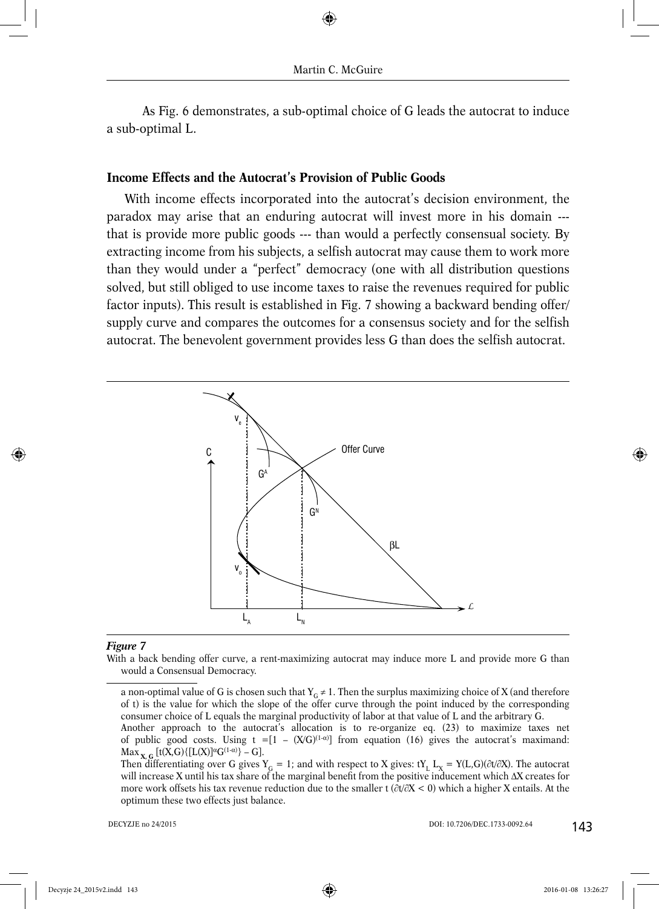As Fig. 6 demonstrates, a sub-optimal choice of G leads the autocrat to induce a sub-optimal L.

## Income Effects and the Autocrat's Provision of Public Goods

With income effects incorporated into the autocrat's decision environment, the paradox may arise that an enduring autocrat will invest more in his domain --- that is provide more public goods --- than would a perfectly consensual society. By extracting income from his subjects, a selfish autocrat may cause them to work more than they would under a "perfect" democracy (one with all distribution questions solved, but still obliged to use income taxes to raise the revenues required for public factor inputs). This result is established in Fig. 7 showing a backward bending offer/supply curve and compares the outcomes for a consensus society and for the selfish autocrat. The benevolent government provides less G than does the selfish autocrat.

***Figure 7***
With a back bending offer curve, a rent-maximizing autocrat may induce more L and provide more G than would a Consensual Democracy.

a non-optimal value of G is chosen such that $Y_G \neq 1$. Then the surplus maximizing choice of X (and therefore of t) is the value for which the slope of the offer curve through the point induced by the corresponding consumer choice of L equals the marginal productivity of labor at that value of L and the arbitrary G.

Another approach to the autocrat's allocation is to re-organize eq. (23) to maximize taxes net of public good costs. Using $t = [1 - (X/G)^{(1-\alpha)}]$ from equation (16) gives the autocrat's maximand: $\text{Max}_{X,\,G}\ [t(X,G)\{[L(X)]^{\alpha}G^{(1-\alpha)}\} - G]$.

Then differentiating over G gives $Y_G = 1$; and with respect to X gives: $tY_L\, L_X = Y(L,G)(\partial t/\partial X)$. The autocrat will increase X until his tax share of the marginal benefit from the positive inducement which $\Delta X$ creates for more work offsets his tax revenue reduction due to the smaller t ($\partial t/\partial X < 0$) which a higher X entails. At the optimum these two effects just balance.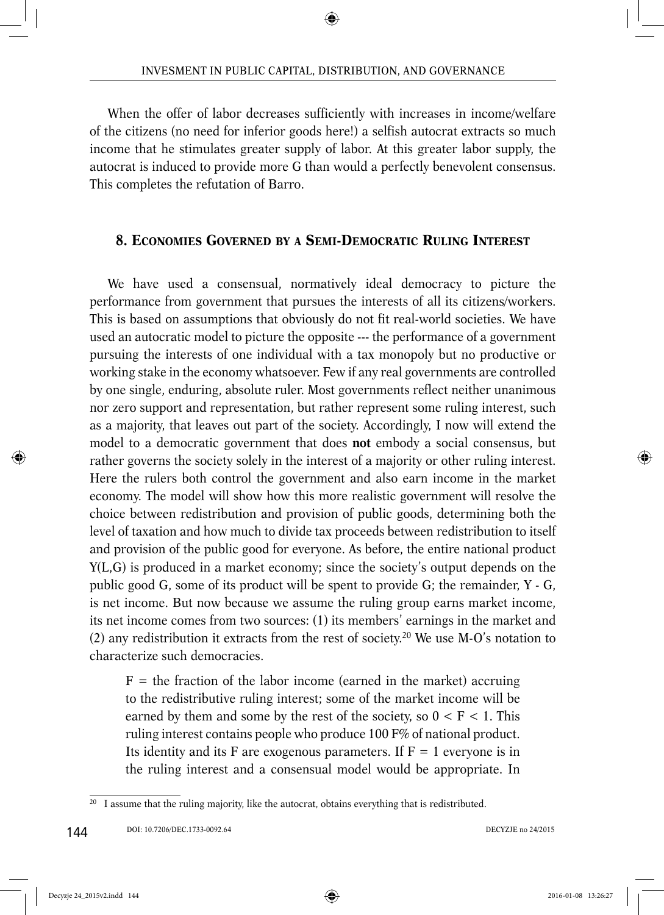When the offer of labor decreases sufficiently with increases in income/welfare of the citizens (no need for inferior goods here!) a selfish autocrat extracts so much income that he stimulates greater supply of labor. At this greater labor supply, the autocrat is induced to provide more G than would a perfectly benevolent consensus. This completes the refutation of Barro.

## 8. Economies Governed by a Semi-Democratic Ruling Interest

We have used a consensual, normatively ideal democracy to picture the performance from government that pursues the interests of all its citizens/workers. This is based on assumptions that obviously do not fit real-world societies. We have used an autocratic model to picture the opposite --- the performance of a government pursuing the interests of one individual with a tax monopoly but no productive or working stake in the economy whatsoever. Few if any real governments are controlled by one single, enduring, absolute ruler. Most governments reflect neither unanimous nor zero support and representation, but rather represent some ruling interest, such as a majority, that leaves out part of the society. Accordingly, I now will extend the model to a democratic government that does **not** embody a social consensus, but rather governs the society solely in the interest of a majority or other ruling interest. Here the rulers both control the government and also earn income in the market economy. The model will show how this more realistic government will resolve the choice between redistribution and provision of public goods, determining both the level of taxation and how much to divide tax proceeds between redistribution to itself and provision of the public good for everyone. As before, the entire national product $Y(L,G)$ is produced in a market economy; since the society's output depends on the public good G, some of its product will be spent to provide G; the remainder, $Y - G$, is net income. But now because we assume the ruling group earns market income, its net income comes from two sources: (1) its members' earnings in the market and (2) any redistribution it extracts from the rest of society.[20] We use M-O's notation to characterize such democracies.

> $F$ = the fraction of the labor income (earned in the market) accruing to the redistributive ruling interest; some of the market income will be earned by them and some by the rest of the society, so $0 < F < 1$. This ruling interest contains people who produce 100 F% of national product. Its identity and its F are exogenous parameters. If $F = 1$ everyone is in the ruling interest and a consensual model would be appropriate. In

[20] I assume that the ruling majority, like the autocrat, obtains everything that is redistributed.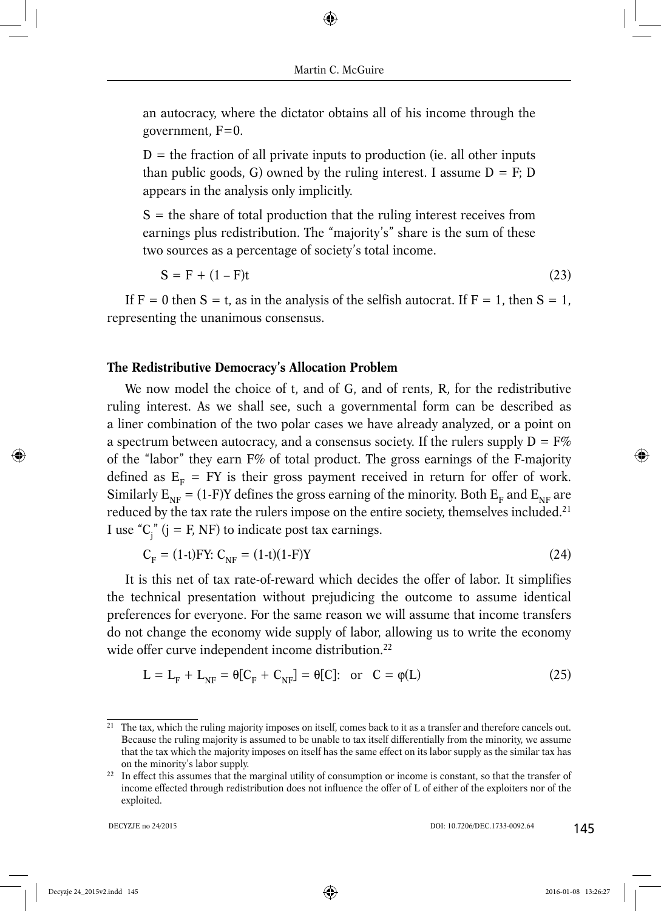an autocracy, where the dictator obtains all of his income through the government, F=0.

D = the fraction of all private inputs to production (ie. all other inputs than public goods, G) owned by the ruling interest. I assume D = F; D appears in the analysis only implicitly.

S = the share of total production that the ruling interest receives from earnings plus redistribution. The "majority's" share is the sum of these two sources as a percentage of society's total income.

$$S = F + (1 - F)t \tag{23}$$

If F = 0 then S = t, as in the analysis of the selfish autocrat. If F = 1, then S = 1, representing the unanimous consensus.

## The Redistributive Democracy's Allocation Problem

We now model the choice of t, and of G, and of rents, R, for the redistributive ruling interest. As we shall see, such a governmental form can be described as a liner combination of the two polar cases we have already analyzed, or a point on a spectrum between autocracy, and a consensus society. If the rulers supply D = F% of the "labor" they earn F% of total product. The gross earnings of the F-majority defined as $E_F = FY$ is their gross payment received in return for offer of work. Similarly $E_{NF} = (1\text{-}F)Y$ defines the gross earning of the minority. Both $E_F$ and $E_{NF}$ are reduced by the tax rate the rulers impose on the entire society, themselves included.[21] I use "$C_j$" (j = F, NF) to indicate post tax earnings.

$$C_F = (1\text{-}t)FY\text{: } C_{NF} = (1\text{-}t)(1\text{-}F)Y \tag{24}$$

It is this net of tax rate-of-reward which decides the offer of labor. It simplifies the technical presentation without prejudicing the outcome to assume identical preferences for everyone. For the same reason we will assume that income transfers do not change the economy wide supply of labor, allowing us to write the economy wide offer curve independent income distribution.[22]

$$L = L_F + L_{NF} = \theta[C_F + C_{NF}] = \theta[C]\text{: } \text{ or } \; C = \varphi(L) \tag{25}$$

---

[21] The tax, which the ruling majority imposes on itself, comes back to it as a transfer and therefore cancels out. Because the ruling majority is assumed to be unable to tax itself differentially from the minority, we assume that the tax which the majority imposes on itself has the same effect on its labor supply as the similar tax has on the minority's labor supply.

[22] In effect this assumes that the marginal utility of consumption or income is constant, so that the transfer of income effected through redistribution does not influence the offer of L of either of the exploiters nor of the exploited.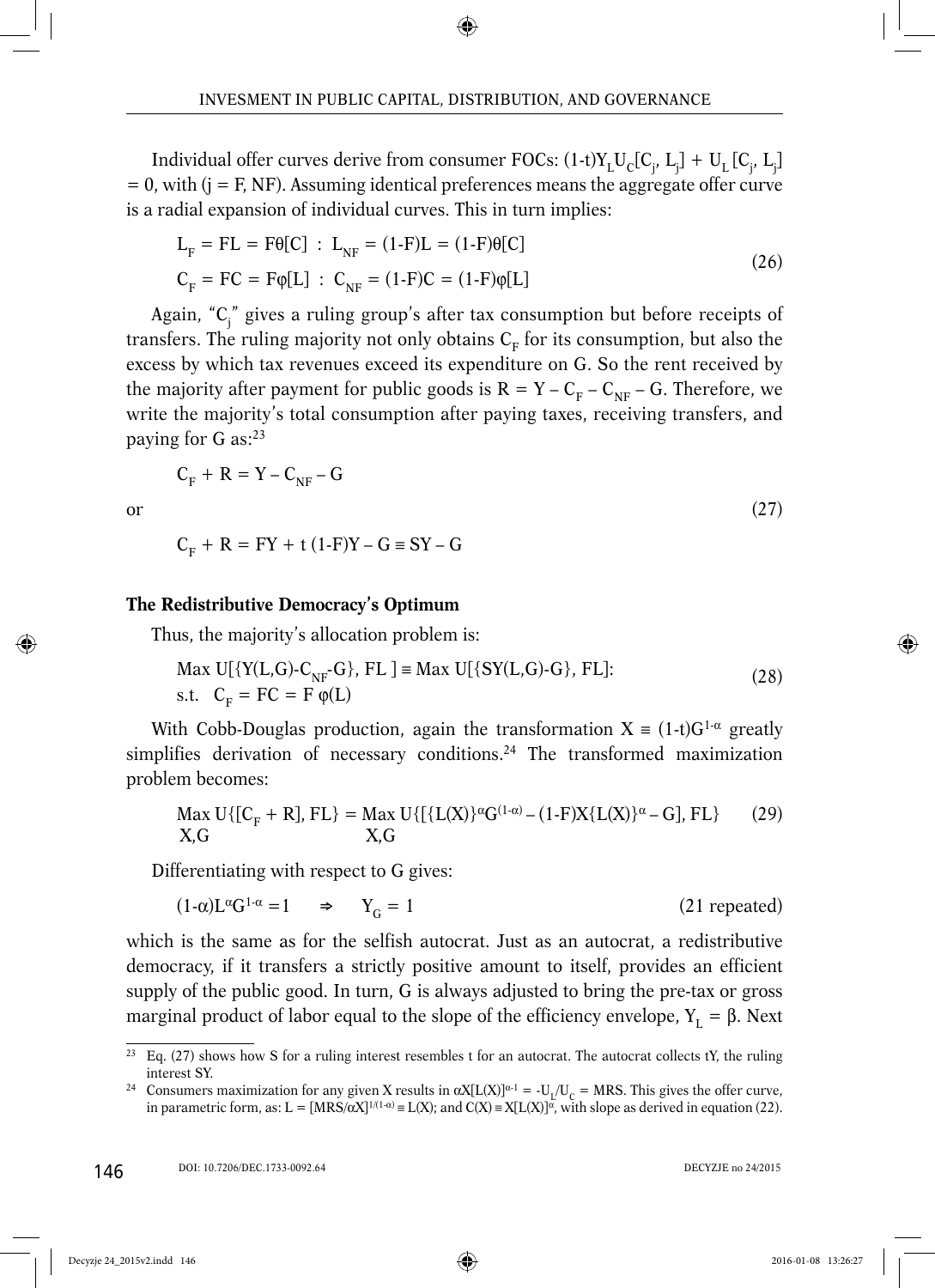Individual offer curves derive from consumer FOCs: $(1\text{-}t)Y_L U_C[C_j, L_j] + U_L[C_j, L_j] = 0$, with (j = F, NF). Assuming identical preferences means the aggregate offer curve is a radial expansion of individual curves. This in turn implies:

$$
\begin{aligned}
L_F &= FL = F\theta[C] \ : \ L_{NF} = (1\text{-}F)L = (1\text{-}F)\theta[C] \\
C_F &= FC = F\varphi[L] \ : \ C_{NF} = (1\text{-}F)C = (1\text{-}F)\varphi[L]
\end{aligned}
\tag{26}
$$

Again, "$C_j$" gives a ruling group's after tax consumption but before receipts of transfers. The ruling majority not only obtains $C_F$ for its consumption, but also the excess by which tax revenues exceed its expenditure on G. So the rent received by the majority after payment for public goods is $R = Y – C_F – C_{NF} – G$. Therefore, we write the majority's total consumption after paying taxes, receiving transfers, and paying for G as:[23]

$$
C_F + R = Y – C_{NF} – G
$$

or

$$
C_F + R = FY + t\,(1\text{-}F)Y – G \equiv SY – G
\tag{27}
$$

**The Redistributive Democracy's Optimum**

Thus, the majority's allocation problem is:

$$
\begin{aligned}
&\text{Max } U[\{Y(L,G)\text{-}C_{NF}\text{-}G\}, FL\,] \equiv \text{Max } U[\{SY(L,G)\text{-}G\}, FL]: \\
&\text{s.t.} \quad C_F = FC = F\,\varphi(L)
\end{aligned}
\tag{28}
$$

With Cobb-Douglas production, again the transformation $X \equiv (1\text{-}t)G^{1-\alpha}$ greatly simplifies derivation of necessary conditions.[24] The transformed maximization problem becomes:

$$
\underset{X,G}{\text{Max}}\ U\{[C_F + R], FL\} = \underset{X,G}{\text{Max}}\ U\{[\{L(X)\}^{\alpha}G^{(1-\alpha)} – (1\text{-}F)X\{L(X)\}^{\alpha} – G], FL\}
\tag{29}
$$

Differentiating with respect to G gives:

$$
(1\text{-}\alpha)L^{\alpha}G^{1-\alpha} = 1 \quad \Rightarrow \quad Y_G = 1
\tag{21 repeated}
$$

which is the same as for the selfish autocrat. Just as an autocrat, a redistributive democracy, if it transfers a strictly positive amount to itself, provides an efficient supply of the public good. In turn, G is always adjusted to bring the pre-tax or gross marginal product of labor equal to the slope of the efficiency envelope, $Y_L = \beta$. Next

---

[23] Eq. (27) shows how S for a ruling interest resembles t for an autocrat. The autocrat collects tY, the ruling interest SY.

[24] Consumers maximization for any given X results in $\alpha X[L(X)]^{\alpha-1} = -U_L/U_C = MRS$. This gives the offer curve, in parametric form, as: $L = [MRS/\alpha X]^{1/(1-\alpha)} \equiv L(X)$; and $C(X) \equiv X[L(X)]^{\alpha}$, with slope as derived in equation (22).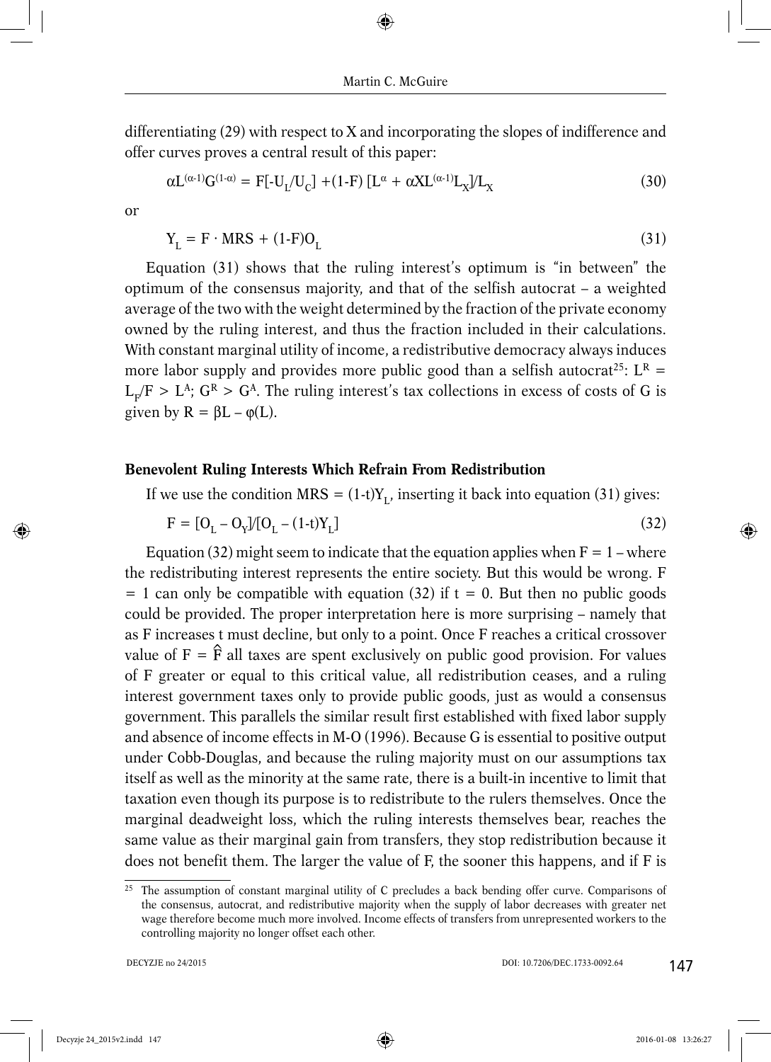differentiating (29) with respect to X and incorporating the slopes of indifference and offer curves proves a central result of this paper:

$$\alpha L^{(\alpha-1)}G^{(1-\alpha)} = F[-U_L/U_C] + (1-F)\,[L^{\alpha} + \alpha X L^{(\alpha-1)}L_X]/L_X \tag{30}$$

or

$$Y_L = F \cdot MRS + (1-F)O_L \tag{31}$$

Equation (31) shows that the ruling interest's optimum is "in between" the optimum of the consensus majority, and that of the selfish autocrat – a weighted average of the two with the weight determined by the fraction of the private economy owned by the ruling interest, and thus the fraction included in their calculations. With constant marginal utility of income, a redistributive democracy always induces more labor supply and provides more public good than a selfish autocrat[25]: $L^R = L_F/F > L^A$; $G^R > G^A$. The ruling interest's tax collections in excess of costs of G is given by $R = \beta L - \varphi(L)$.

### Benevolent Ruling Interests Which Refrain From Redistribution

If we use the condition $MRS = (1\text{-}t)Y_L$, inserting it back into equation (31) gives:

$$F = [O_L - O_Y]/[O_L - (1\text{-}t)Y_L] \tag{32}$$

Equation (32) might seem to indicate that the equation applies when $F = 1$ – where the redistributing interest represents the entire society. But this would be wrong. $F = 1$ can only be compatible with equation (32) if $t = 0$. But then no public goods could be provided. The proper interpretation here is more surprising – namely that as F increases t must decline, but only to a point. Once F reaches a critical crossover value of $F = \hat{F}$ all taxes are spent exclusively on public good provision. For values of F greater or equal to this critical value, all redistribution ceases, and a ruling interest government taxes only to provide public goods, just as would a consensus government. This parallels the similar result first established with fixed labor supply and absence of income effects in M-O (1996). Because G is essential to positive output under Cobb-Douglas, and because the ruling majority must on our assumptions tax itself as well as the minority at the same rate, there is a built-in incentive to limit that taxation even though its purpose is to redistribute to the rulers themselves. Once the marginal deadweight loss, which the ruling interests themselves bear, reaches the same value as their marginal gain from transfers, they stop redistribution because it does not benefit them. The larger the value of F, the sooner this happens, and if F is

---

[25] The assumption of constant marginal utility of C precludes a back bending offer curve. Comparisons of the consensus, autocrat, and redistributive majority when the supply of labor decreases with greater net wage therefore become much more involved. Income effects of transfers from unrepresented workers to the controlling majority no longer offset each other.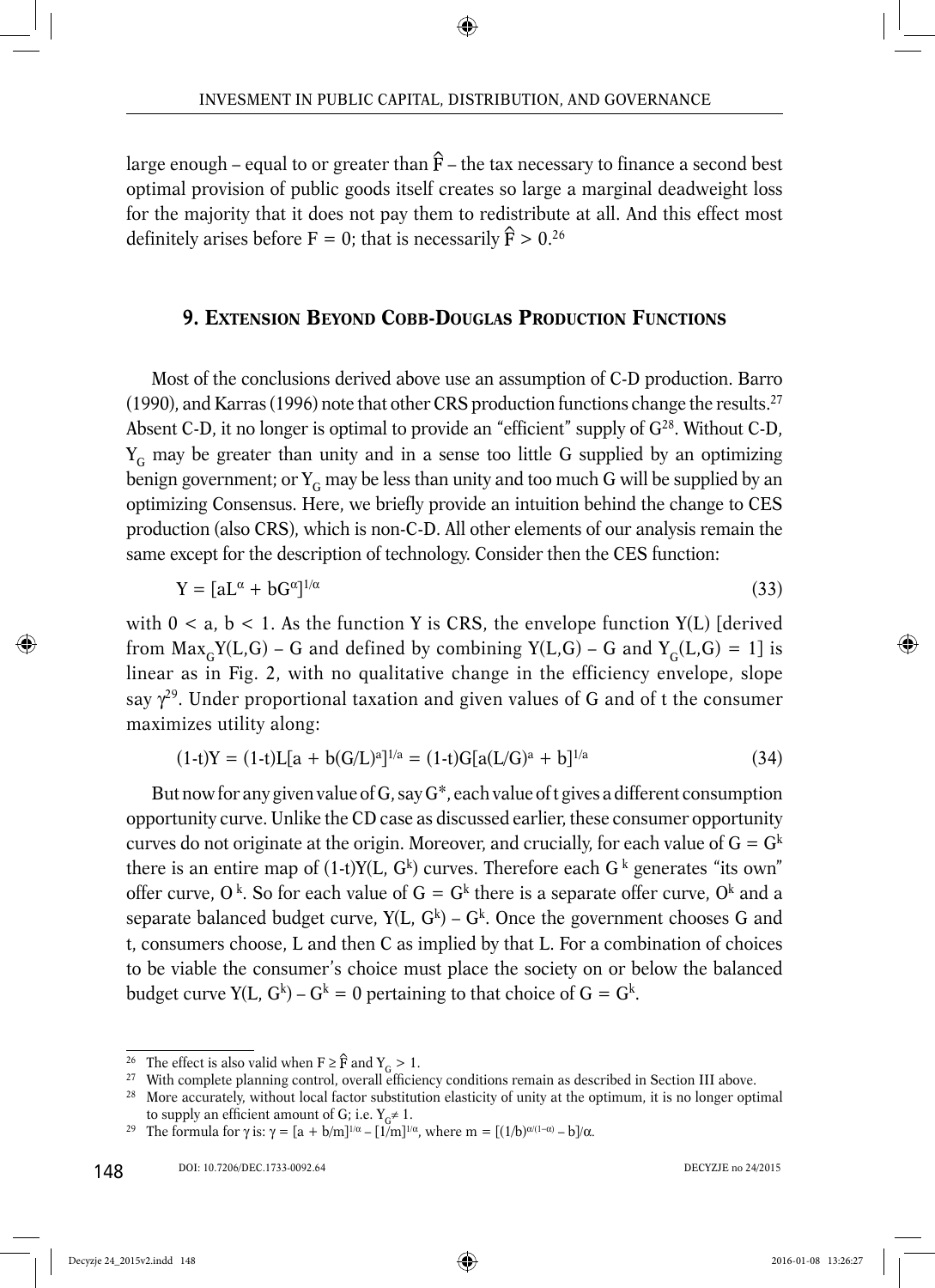large enough – equal to or greater than $\hat{F}$ – the tax necessary to finance a second best optimal provision of public goods itself creates so large a marginal deadweight loss for the majority that it does not pay them to redistribute at all. And this effect most definitely arises before F = 0; that is necessarily $\hat{F} > 0$.[26]

## 9. Extension Beyond Cobb-Douglas Production Functions

Most of the conclusions derived above use an assumption of C-D production. Barro (1990), and Karras (1996) note that other CRS production functions change the results.[27] Absent C-D, it no longer is optimal to provide an "efficient" supply of G[28]. Without C-D, $Y_G$ may be greater than unity and in a sense too little G supplied by an optimizing benign government; or $Y_G$ may be less than unity and too much G will be supplied by an optimizing Consensus. Here, we briefly provide an intuition behind the change to CES production (also CRS), which is non-C-D. All other elements of our analysis remain the same except for the description of technology. Consider then the CES function:

$$Y = [aL^{\alpha} + bG^{\alpha}]^{1/\alpha} \tag{33}$$

with $0 < a, b < 1$. As the function Y is CRS, the envelope function Y(L) [derived from $\text{Max}_G Y(L,G) - G$ and defined by combining $Y(L,G) - G$ and $Y_G(L,G) = 1$] is linear as in Fig. 2, with no qualitative change in the efficiency envelope, slope say $\gamma$[29]. Under proportional taxation and given values of G and of t the consumer maximizes utility along:

$$(1\text{-}t)Y = (1\text{-}t)L[a + b(G/L)^{a}]^{1/a} = (1\text{-}t)G[a(L/G)^{a} + b]^{1/a} \tag{34}$$

But now for any given value of G, say G*, each value of t gives a different consumption opportunity curve. Unlike the CD case as discussed earlier, these consumer opportunity curves do not originate at the origin. Moreover, and crucially, for each value of $G = G^k$ there is an entire map of $(1\text{-}t)Y(L, G^k)$ curves. Therefore each $G^k$ generates "its own" offer curve, $O^k$. So for each value of $G = G^k$ there is a separate offer curve, $O^k$ and a separate balanced budget curve, $Y(L, G^k) - G^k$. Once the government chooses G and t, consumers choose, L and then C as implied by that L. For a combination of choices to be viable the consumer's choice must place the society on or below the balanced budget curve $Y(L, G^k) - G^k = 0$ pertaining to that choice of $G = G^k$.

---

[26] The effect is also valid when $F \geq \hat{F}$ and $Y_G > 1$.

[27] With complete planning control, overall efficiency conditions remain as described in Section III above.

[28] More accurately, without local factor substitution elasticity of unity at the optimum, it is no longer optimal to supply an efficient amount of G; i.e. $Y_G \neq 1$.

[29] The formula for γ is: $\gamma = [a + b/m]^{1/\alpha} - [1/m]^{1/\alpha}$, where $m = [(1/b)^{\alpha/(1-\alpha)} - b]/\alpha$.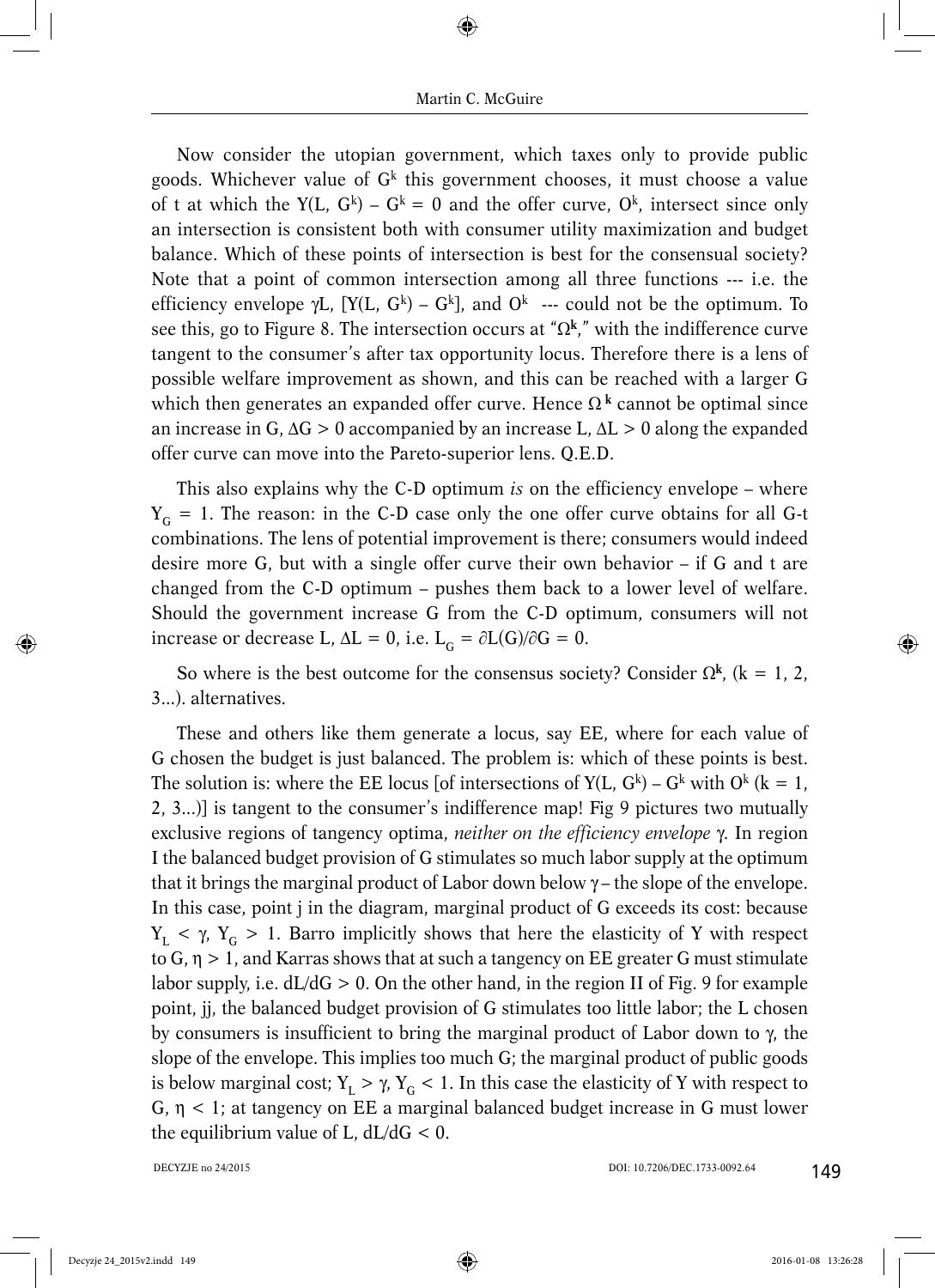Now consider the utopian government, which taxes only to provide public goods. Whichever value of $G^k$ this government chooses, it must choose a value of t at which the $Y(L, G^k) - G^k = 0$ and the offer curve, $O^k$, intersect since only an intersection is consistent both with consumer utility maximization and budget balance. Which of these points of intersection is best for the consensual society? Note that a point of common intersection among all three functions --- i.e. the efficiency envelope $\gamma L$, $[Y(L, G^k) - G^k]$, and $O^k$ --- could not be the optimum. To see this, go to Figure 8. The intersection occurs at "$\Omega^{\mathbf{k}}$," with the indifference curve tangent to the consumer's after tax opportunity locus. Therefore there is a lens of possible welfare improvement as shown, and this can be reached with a larger G which then generates an expanded offer curve. Hence $\Omega^{\mathbf{k}}$ cannot be optimal since an increase in G, $\Delta G > 0$ accompanied by an increase L, $\Delta L > 0$ along the expanded offer curve can move into the Pareto-superior lens. Q.E.D.

This also explains why the C-D optimum *is* on the efficiency envelope – where $Y_G = 1$. The reason: in the C-D case only the one offer curve obtains for all G-t combinations. The lens of potential improvement is there; consumers would indeed desire more G, but with a single offer curve their own behavior – if G and t are changed from the C-D optimum – pushes them back to a lower level of welfare. Should the government increase G from the C-D optimum, consumers will not increase or decrease L, $\Delta L = 0$, i.e. $L_G = \partial L(G)/\partial G = 0$.

So where is the best outcome for the consensus society? Consider $\Omega^{\mathbf{k}}$, (k = 1, 2, 3...). alternatives.

These and others like them generate a locus, say EE, where for each value of G chosen the budget is just balanced. The problem is: which of these points is best. The solution is: where the EE locus [of intersections of $Y(L, G^k) - G^k$ with $O^k$ (k = 1, 2, 3...)] is tangent to the consumer's indifference map! Fig 9 pictures two mutually exclusive regions of tangency optima, *neither on the efficiency envelope* $\gamma$. In region I the balanced budget provision of G stimulates so much labor supply at the optimum that it brings the marginal product of Labor down below $\gamma$ – the slope of the envelope. In this case, point j in the diagram, marginal product of G exceeds its cost: because $Y_L < \gamma$, $Y_G > 1$. Barro implicitly shows that here the elasticity of Y with respect to G, $\eta > 1$, and Karras shows that at such a tangency on EE greater G must stimulate labor supply, i.e. $dL/dG > 0$. On the other hand, in the region II of Fig. 9 for example point, jj, the balanced budget provision of G stimulates too little labor; the L chosen by consumers is insufficient to bring the marginal product of Labor down to $\gamma$, the slope of the envelope. This implies too much G; the marginal product of public goods is below marginal cost; $Y_L > \gamma$, $Y_G < 1$. In this case the elasticity of Y with respect to G, $\eta < 1$; at tangency on EE a marginal balanced budget increase in G must lower the equilibrium value of L, $dL/dG < 0$.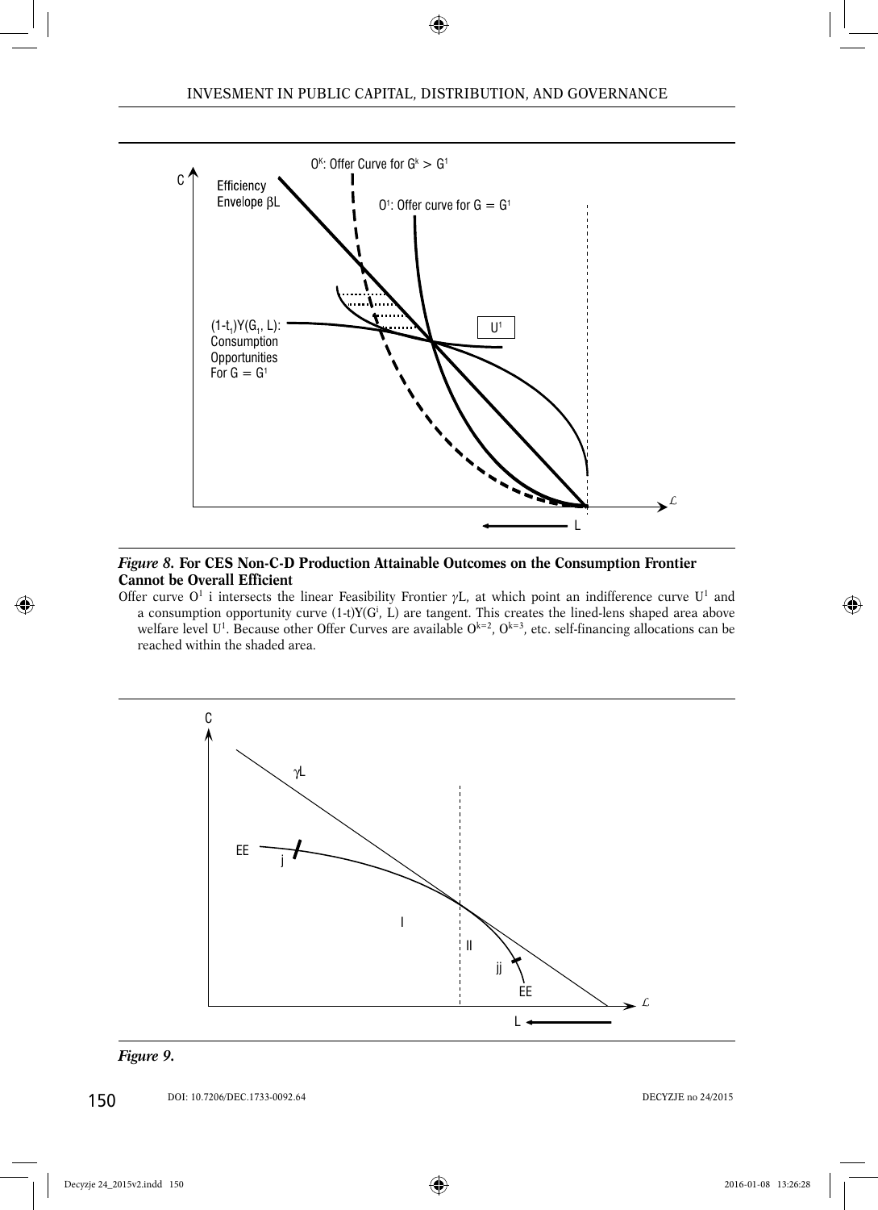*Figure 8.* **For CES Non-C-D Production Attainable Outcomes on the Consumption Frontier Cannot be Overall Efficient**

Offer curve $O^1$ i intersects the linear Feasibility Frontier $\gamma L$, at which point an indifference curve $U^1$ and a consumption opportunity curve $(1\text{-}t)Y(G^i, L)$ are tangent. This creates the lined-lens shaped area above welfare level $U^1$. Because other Offer Curves are available $O^{k=2}$, $O^{k=3}$, etc. self-financing allocations can be reached within the shaded area.

*Figure 9.*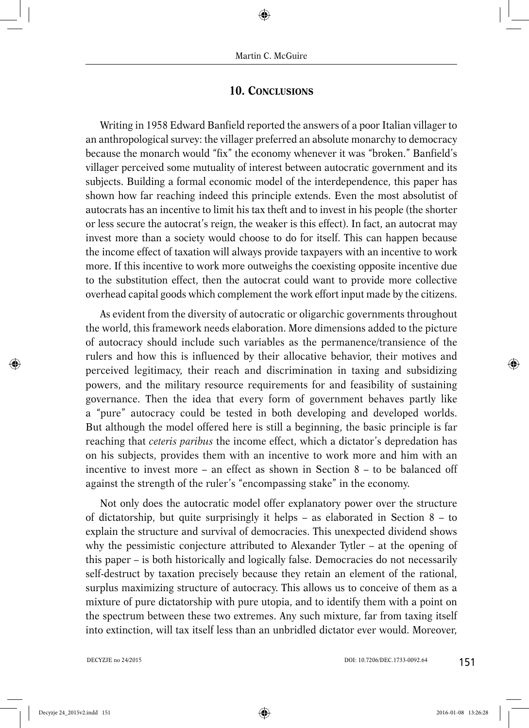## 10. Conclusions

Writing in 1958 Edward Banfield reported the answers of a poor Italian villager to an anthropological survey: the villager preferred an absolute monarchy to democracy because the monarch would "fix" the economy whenever it was "broken." Banfield's villager perceived some mutuality of interest between autocratic government and its subjects. Building a formal economic model of the interdependence, this paper has shown how far reaching indeed this principle extends. Even the most absolutist of autocrats has an incentive to limit his tax theft and to invest in his people (the shorter or less secure the autocrat's reign, the weaker is this effect). In fact, an autocrat may invest more than a society would choose to do for itself. This can happen because the income effect of taxation will always provide taxpayers with an incentive to work more. If this incentive to work more outweighs the coexisting opposite incentive due to the substitution effect, then the autocrat could want to provide more collective overhead capital goods which complement the work effort input made by the citizens.

As evident from the diversity of autocratic or oligarchic governments throughout the world, this framework needs elaboration. More dimensions added to the picture of autocracy should include such variables as the permanence/transience of the rulers and how this is influenced by their allocative behavior, their motives and perceived legitimacy, their reach and discrimination in taxing and subsidizing powers, and the military resource requirements for and feasibility of sustaining governance. Then the idea that every form of government behaves partly like a "pure" autocracy could be tested in both developing and developed worlds. But although the model offered here is still a beginning, the basic principle is far reaching that *ceteris paribus* the income effect, which a dictator's depredation has on his subjects, provides them with an incentive to work more and him with an incentive to invest more – an effect as shown in Section 8 – to be balanced off against the strength of the ruler's "encompassing stake" in the economy.

Not only does the autocratic model offer explanatory power over the structure of dictatorship, but quite surprisingly it helps – as elaborated in Section 8 – to explain the structure and survival of democracies. This unexpected dividend shows why the pessimistic conjecture attributed to Alexander Tytler – at the opening of this paper – is both historically and logically false. Democracies do not necessarily self-destruct by taxation precisely because they retain an element of the rational, surplus maximizing structure of autocracy. This allows us to conceive of them as a mixture of pure dictatorship with pure utopia, and to identify them with a point on the spectrum between these two extremes. Any such mixture, far from taxing itself into extinction, will tax itself less than an unbridled dictator ever would. Moreover,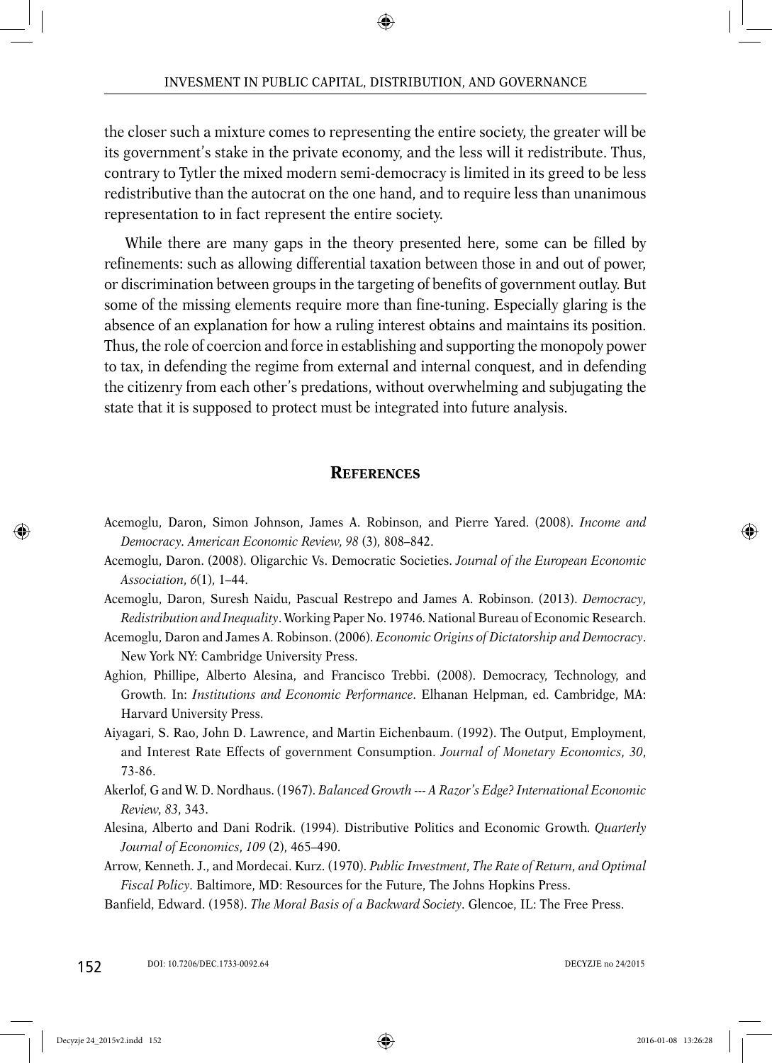the closer such a mixture comes to representing the entire society, the greater will be its government's stake in the private economy, and the less will it redistribute. Thus, contrary to Tytler the mixed modern semi-democracy is limited in its greed to be less redistributive than the autocrat on the one hand, and to require less than unanimous representation to in fact represent the entire society.

While there are many gaps in the theory presented here, some can be filled by refinements: such as allowing differential taxation between those in and out of power, or discrimination between groups in the targeting of benefits of government outlay. But some of the missing elements require more than fine-tuning. Especially glaring is the absence of an explanation for how a ruling interest obtains and maintains its position. Thus, the role of coercion and force in establishing and supporting the monopoly power to tax, in defending the regime from external and internal conquest, and in defending the citizenry from each other's predations, without overwhelming and subjugating the state that it is supposed to protect must be integrated into future analysis.

## References

Acemoglu, Daron, Simon Johnson, James A. Robinson, and Pierre Yared. (2008). *Income and Democracy*. *American Economic Review*, *98* (3), 808–842.

Acemoglu, Daron. (2008). Oligarchic Vs. Democratic Societies. *Journal of the European Economic Association*, *6*(1), 1–44.

Acemoglu, Daron, Suresh Naidu, Pascual Restrepo and James A. Robinson. (2013). *Democracy, Redistribution and Inequality*. Working Paper No. 19746. National Bureau of Economic Research.

Acemoglu, Daron and James A. Robinson. (2006). *Economic Origins of Dictatorship and Democracy*. New York NY: Cambridge University Press.

Aghion, Phillipe, Alberto Alesina, and Francisco Trebbi. (2008). Democracy, Technology, and Growth. In: *Institutions and Economic Performance*. Elhanan Helpman, ed. Cambridge, MA: Harvard University Press.

Aiyagari, S. Rao, John D. Lawrence, and Martin Eichenbaum. (1992). The Output, Employment, and Interest Rate Effects of government Consumption. *Journal of Monetary Economics*, *30*, 73-86.

Akerlof, G and W. D. Nordhaus. (1967). *Balanced Growth --- A Razor's Edge? International Economic Review*, *83*, 343.

Alesina, Alberto and Dani Rodrik. (1994). Distributive Politics and Economic Growth. *Quarterly Journal of Economics*, *109* (2), 465–490.

Arrow, Kenneth. J., and Mordecai. Kurz. (1970). *Public Investment, The Rate of Return, and Optimal Fiscal Policy*. Baltimore, MD: Resources for the Future, The Johns Hopkins Press.

Banfield, Edward. (1958). *The Moral Basis of a Backward Society*. Glencoe, IL: The Free Press.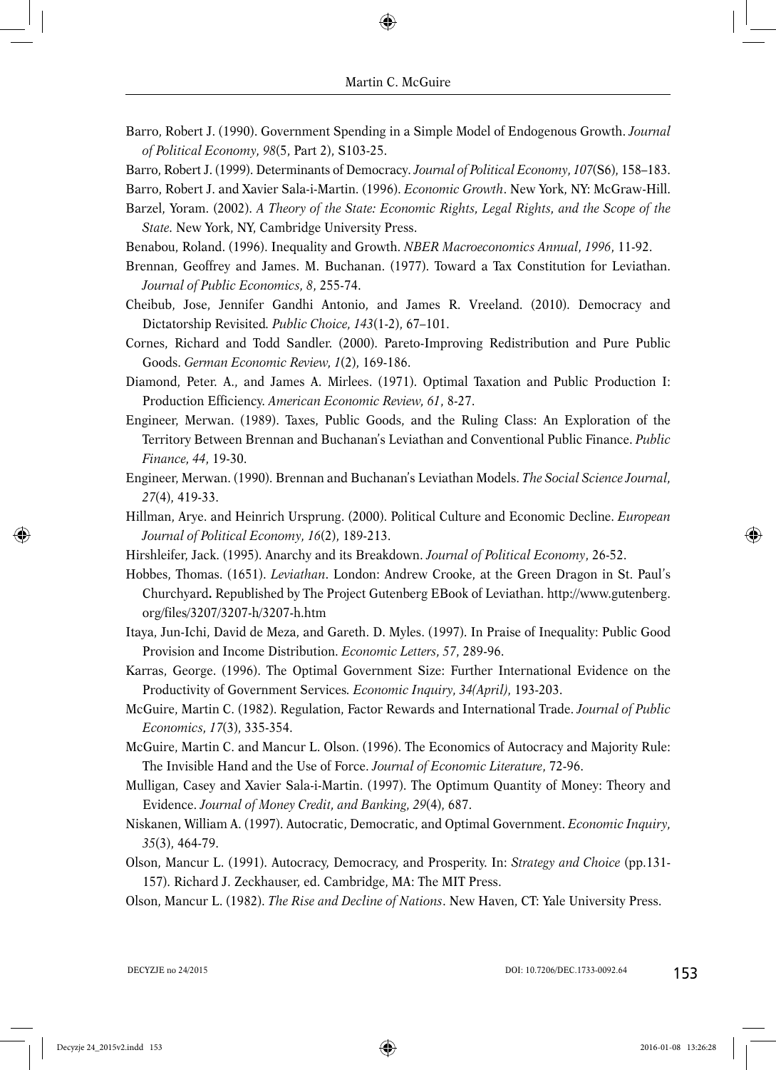Barro, Robert J. (1990). Government Spending in a Simple Model of Endogenous Growth. *Journal of Political Economy*, *98*(5, Part 2), S103-25.

Barro, Robert J. (1999). Determinants of Democracy. *Journal of Political Economy*, *107*(S6), 158–183.

Barro, Robert J. and Xavier Sala-i-Martin. (1996). *Economic Growth*. New York, NY: McGraw-Hill.

Barzel, Yoram. (2002). *A Theory of the State: Economic Rights, Legal Rights, and the Scope of the State.* New York, NY, Cambridge University Press.

Benabou, Roland. (1996). Inequality and Growth. *NBER Macroeconomics Annual*, *1996*, 11-92.

Brennan, Geoffrey and James. M. Buchanan. (1977). Toward a Tax Constitution for Leviathan. *Journal of Public Economics*, *8*, 255-74.

Cheibub, Jose, Jennifer Gandhi Antonio, and James R. Vreeland. (2010). Democracy and Dictatorship Revisited. *Public Choice*, *143*(1-2), 67–101.

Cornes, Richard and Todd Sandler. (2000). Pareto-Improving Redistribution and Pure Public Goods. *German Economic Review*, *1*(2), 169-186.

Diamond, Peter. A., and James A. Mirlees. (1971). Optimal Taxation and Public Production I: Production Efficiency. *American Economic Review*, *61*, 8-27.

Engineer, Merwan. (1989). Taxes, Public Goods, and the Ruling Class: An Exploration of the Territory Between Brennan and Buchanan's Leviathan and Conventional Public Finance. *Public Finance*, *44*, 19-30.

Engineer, Merwan. (1990). Brennan and Buchanan's Leviathan Models. *The Social Science Journal*, *27*(4), 419-33.

Hillman, Arye. and Heinrich Ursprung. (2000). Political Culture and Economic Decline. *European Journal of Political Economy*, *16*(2), 189-213.

Hirshleifer, Jack. (1995). Anarchy and its Breakdown. *Journal of Political Economy*, 26-52.

Hobbes, Thomas. (1651). *Leviathan*. London: Andrew Crooke, at the Green Dragon in St. Paul's Churchyard**.** Republished by The Project Gutenberg EBook of Leviathan. http://www.gutenberg.org/files/3207/3207-h/3207-h.htm

Itaya, Jun-Ichi, David de Meza, and Gareth. D. Myles. (1997). In Praise of Inequality: Public Good Provision and Income Distribution. *Economic Letters*, *57*, 289-96.

Karras, George. (1996). The Optimal Government Size: Further International Evidence on the Productivity of Government Services*. Economic Inquiry*, *34(April)*, 193-203.

McGuire, Martin C. (1982). Regulation, Factor Rewards and International Trade. *Journal of Public Economics*, *17*(3), 335-354.

McGuire, Martin C. and Mancur L. Olson. (1996). The Economics of Autocracy and Majority Rule: The Invisible Hand and the Use of Force. *Journal of Economic Literature*, 72-96.

Mulligan, Casey and Xavier Sala-i-Martin. (1997). The Optimum Quantity of Money: Theory and Evidence. *Journal of Money Credit, and Banking*, *29*(4), 687.

Niskanen, William A. (1997). Autocratic, Democratic, and Optimal Government. *Economic Inquiry*, *35*(3), 464-79.

Olson, Mancur L. (1991). Autocracy, Democracy, and Prosperity. In: *Strategy and Choice* (pp.131-157). Richard J. Zeckhauser, ed. Cambridge, MA: The MIT Press.

Olson, Mancur L. (1982). *The Rise and Decline of Nations*. New Haven, CT: Yale University Press.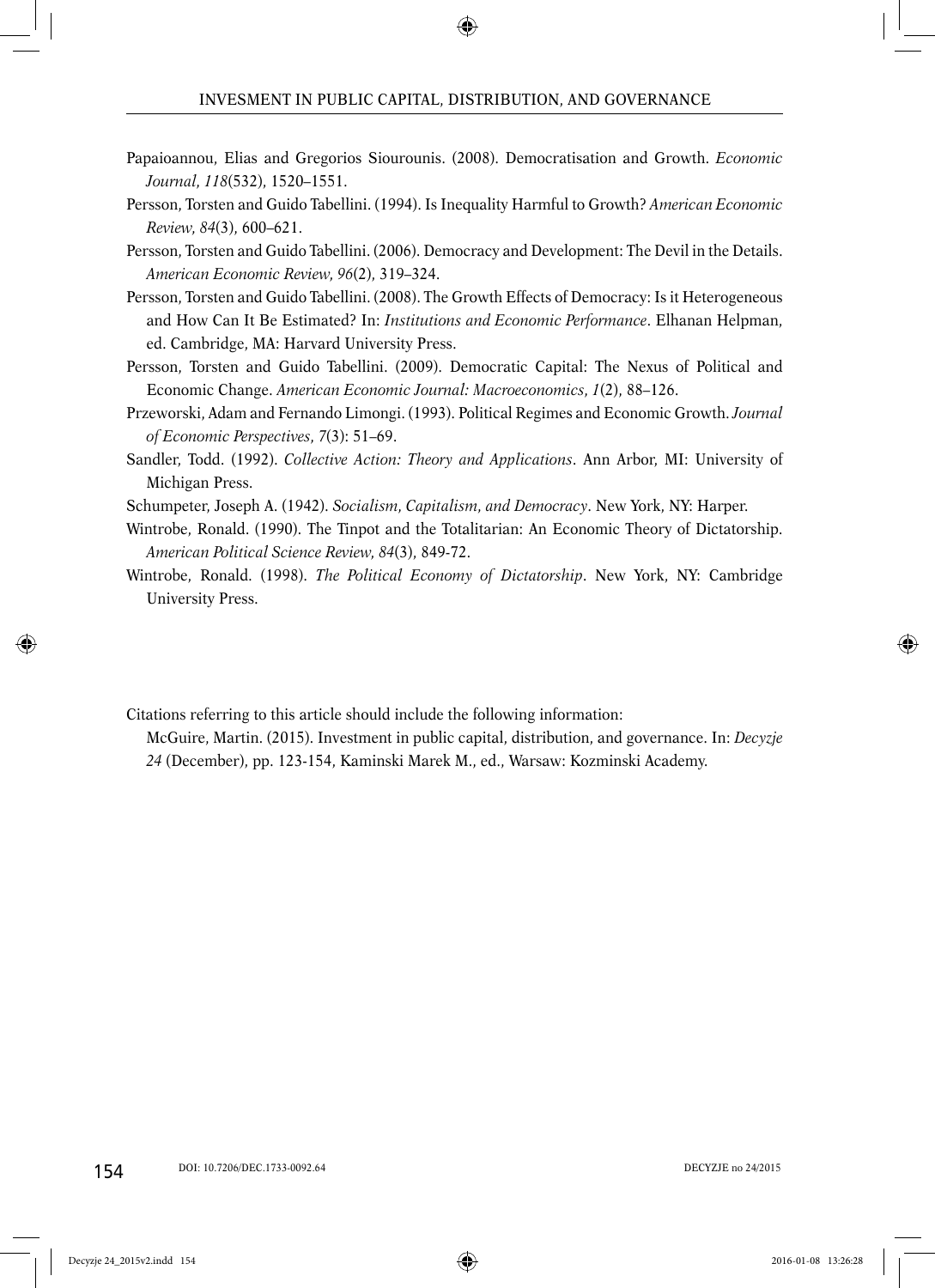Papaioannou, Elias and Gregorios Siourounis. (2008). Democratisation and Growth. *Economic Journal*, *118*(532), 1520–1551.

Persson, Torsten and Guido Tabellini. (1994). Is Inequality Harmful to Growth? *American Economic Review*, *84*(3), 600–621.

Persson, Torsten and Guido Tabellini. (2006). Democracy and Development: The Devil in the Details. *American Economic Review*, *96*(2), 319–324.

Persson, Torsten and Guido Tabellini. (2008). The Growth Effects of Democracy: Is it Heterogeneous and How Can It Be Estimated? In: *Institutions and Economic Performance*. Elhanan Helpman, ed. Cambridge, MA: Harvard University Press.

Persson, Torsten and Guido Tabellini. (2009). Democratic Capital: The Nexus of Political and Economic Change. *American Economic Journal: Macroeconomics*, *1*(2), 88–126.

Przeworski, Adam and Fernando Limongi. (1993). Political Regimes and Economic Growth. *Journal of Economic Perspectives*, *7*(3): 51–69.

Sandler, Todd. (1992). *Collective Action: Theory and Applications*. Ann Arbor, MI: University of Michigan Press.

Schumpeter, Joseph A. (1942). *Socialism, Capitalism, and Democracy*. New York, NY: Harper.

Wintrobe, Ronald. (1990). The Tinpot and the Totalitarian: An Economic Theory of Dictatorship. *American Political Science Review*, *84*(3), 849-72.

Wintrobe, Ronald. (1998). *The Political Economy of Dictatorship*. New York, NY: Cambridge University Press.

Citations referring to this article should include the following information:

McGuire, Martin. (2015). Investment in public capital, distribution, and governance. In: *Decyzje 24* (December), pp. 123-154, Kaminski Marek M., ed., Warsaw: Kozminski Academy.